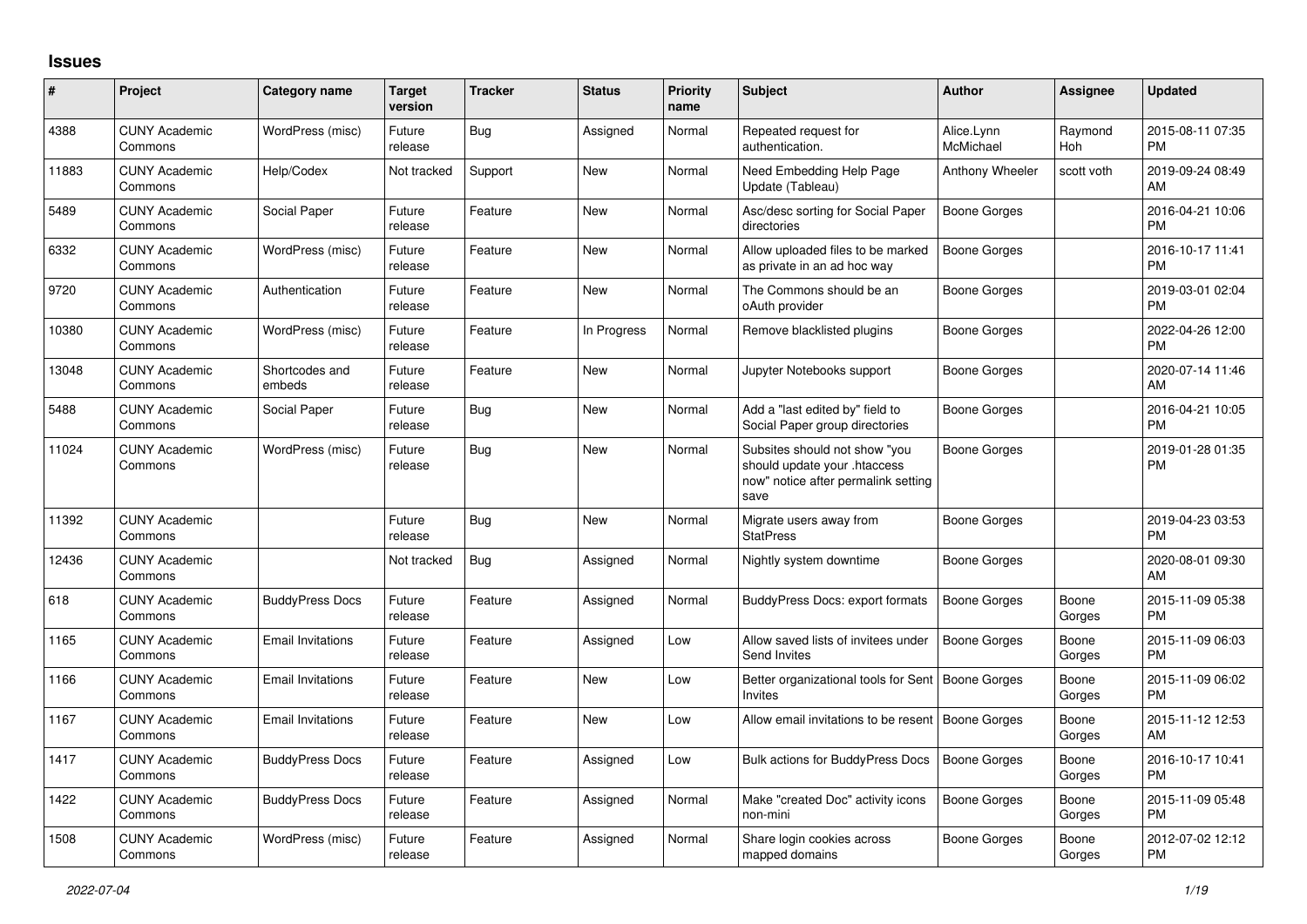# Issues

| # | Project | Category name | Target version | Tracker | Status | Priority name | Subject | Author | Assignee | Updated |
|---|---|---|---|---|---|---|---|---|---|---|
| 4388 | CUNY Academic Commons | WordPress (misc) | Future release | Bug | Assigned | Normal | Repeated request for authentication. | Alice.Lynn McMichael | Raymond Hoh | 2015-08-11 07:35 PM |
| 11883 | CUNY Academic Commons | Help/Codex | Not tracked | Support | New | Normal | Need Embedding Help Page Update (Tableau) | Anthony Wheeler | scott voth | 2019-09-24 08:49 AM |
| 5489 | CUNY Academic Commons | Social Paper | Future release | Feature | New | Normal | Asc/desc sorting for Social Paper directories | Boone Gorges | | 2016-04-21 10:06 PM |
| 6332 | CUNY Academic Commons | WordPress (misc) | Future release | Feature | New | Normal | Allow uploaded files to be marked as private in an ad hoc way | Boone Gorges | | 2016-10-17 11:41 PM |
| 9720 | CUNY Academic Commons | Authentication | Future release | Feature | New | Normal | The Commons should be an oAuth provider | Boone Gorges | | 2019-03-01 02:04 PM |
| 10380 | CUNY Academic Commons | WordPress (misc) | Future release | Feature | In Progress | Normal | Remove blacklisted plugins | Boone Gorges | | 2022-04-26 12:00 PM |
| 13048 | CUNY Academic Commons | Shortcodes and embeds | Future release | Feature | New | Normal | Jupyter Notebooks support | Boone Gorges | | 2020-07-14 11:46 AM |
| 5488 | CUNY Academic Commons | Social Paper | Future release | Bug | New | Normal | Add a "last edited by" field to Social Paper group directories | Boone Gorges | | 2016-04-21 10:05 PM |
| 11024 | CUNY Academic Commons | WordPress (misc) | Future release | Bug | New | Normal | Subsites should not show "you should update your .htaccess now" notice after permalink setting save | Boone Gorges | | 2019-01-28 01:35 PM |
| 11392 | CUNY Academic Commons | | Future release | Bug | New | Normal | Migrate users away from StatPress | Boone Gorges | | 2019-04-23 03:53 PM |
| 12436 | CUNY Academic Commons | | Not tracked | Bug | Assigned | Normal | Nightly system downtime | Boone Gorges | | 2020-08-01 09:30 AM |
| 618 | CUNY Academic Commons | BuddyPress Docs | Future release | Feature | Assigned | Normal | BuddyPress Docs: export formats | Boone Gorges | Boone Gorges | 2015-11-09 05:38 PM |
| 1165 | CUNY Academic Commons | Email Invitations | Future release | Feature | Assigned | Low | Allow saved lists of invitees under Send Invites | Boone Gorges | Boone Gorges | 2015-11-09 06:03 PM |
| 1166 | CUNY Academic Commons | Email Invitations | Future release | Feature | New | Low | Better organizational tools for Sent Invites | Boone Gorges | Boone Gorges | 2015-11-09 06:02 PM |
| 1167 | CUNY Academic Commons | Email Invitations | Future release | Feature | New | Low | Allow email invitations to be resent | Boone Gorges | Boone Gorges | 2015-11-12 12:53 AM |
| 1417 | CUNY Academic Commons | BuddyPress Docs | Future release | Feature | Assigned | Low | Bulk actions for BuddyPress Docs | Boone Gorges | Boone Gorges | 2016-10-17 10:41 PM |
| 1422 | CUNY Academic Commons | BuddyPress Docs | Future release | Feature | Assigned | Normal | Make "created Doc" activity icons non-mini | Boone Gorges | Boone Gorges | 2015-11-09 05:48 PM |
| 1508 | CUNY Academic Commons | WordPress (misc) | Future release | Feature | Assigned | Normal | Share login cookies across mapped domains | Boone Gorges | Boone Gorges | 2012-07-02 12:12 PM |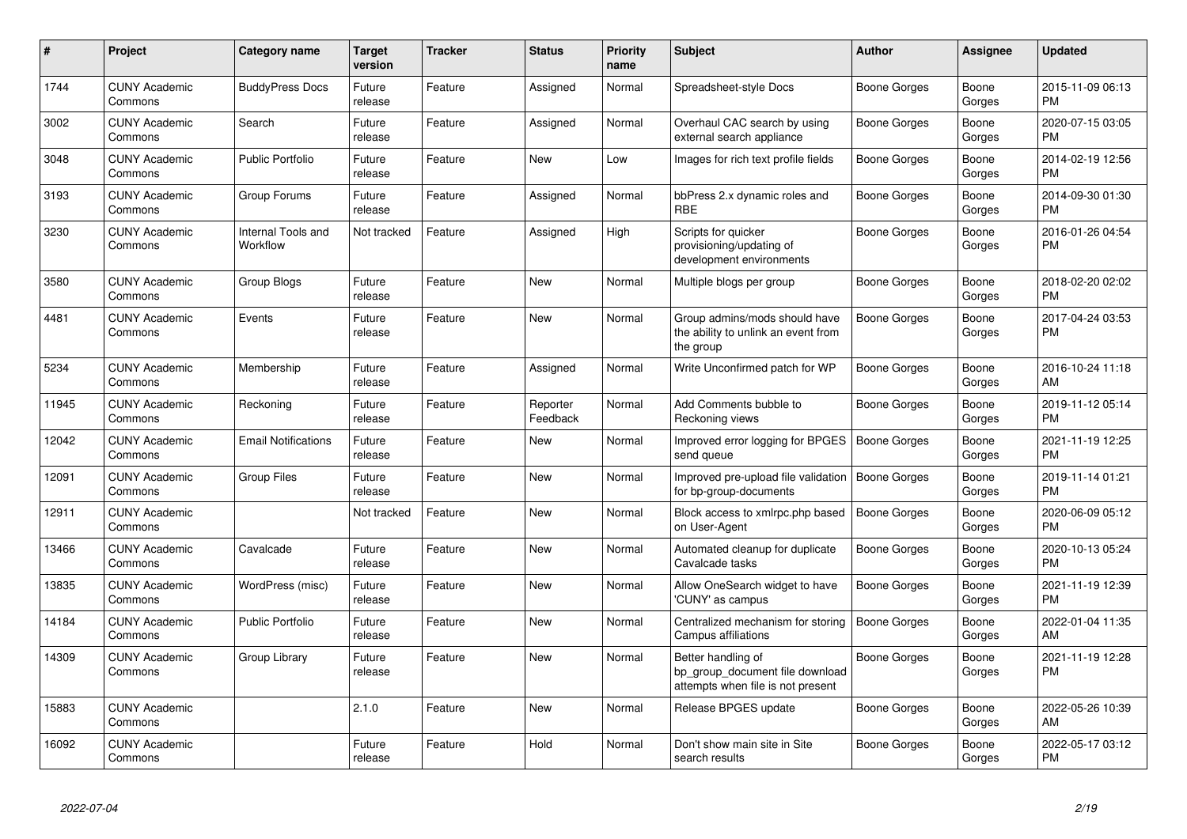| # | Project | Category name | Target version | Tracker | Status | Priority name | Subject | Author | Assignee | Updated |
|---|---|---|---|---|---|---|---|---|---|---|
| 1744 | CUNY Academic Commons | BuddyPress Docs | Future release | Feature | Assigned | Normal | Spreadsheet-style Docs | Boone Gorges | Boone Gorges | 2015-11-09 06:13 PM |
| 3002 | CUNY Academic Commons | Search | Future release | Feature | Assigned | Normal | Overhaul CAC search by using external search appliance | Boone Gorges | Boone Gorges | 2020-07-15 03:05 PM |
| 3048 | CUNY Academic Commons | Public Portfolio | Future release | Feature | New | Low | Images for rich text profile fields | Boone Gorges | Boone Gorges | 2014-02-19 12:56 PM |
| 3193 | CUNY Academic Commons | Group Forums | Future release | Feature | Assigned | Normal | bbPress 2.x dynamic roles and RBE | Boone Gorges | Boone Gorges | 2014-09-30 01:30 PM |
| 3230 | CUNY Academic Commons | Internal Tools and Workflow | Not tracked | Feature | Assigned | High | Scripts for quicker provisioning/updating of development environments | Boone Gorges | Boone Gorges | 2016-01-26 04:54 PM |
| 3580 | CUNY Academic Commons | Group Blogs | Future release | Feature | New | Normal | Multiple blogs per group | Boone Gorges | Boone Gorges | 2018-02-20 02:02 PM |
| 4481 | CUNY Academic Commons | Events | Future release | Feature | New | Normal | Group admins/mods should have the ability to unlink an event from the group | Boone Gorges | Boone Gorges | 2017-04-24 03:53 PM |
| 5234 | CUNY Academic Commons | Membership | Future release | Feature | Assigned | Normal | Write Unconfirmed patch for WP | Boone Gorges | Boone Gorges | 2016-10-24 11:18 AM |
| 11945 | CUNY Academic Commons | Reckoning | Future release | Feature | Reporter Feedback | Normal | Add Comments bubble to Reckoning views | Boone Gorges | Boone Gorges | 2019-11-12 05:14 PM |
| 12042 | CUNY Academic Commons | Email Notifications | Future release | Feature | New | Normal | Improved error logging for BPGES send queue | Boone Gorges | Boone Gorges | 2021-11-19 12:25 PM |
| 12091 | CUNY Academic Commons | Group Files | Future release | Feature | New | Normal | Improved pre-upload file validation for bp-group-documents | Boone Gorges | Boone Gorges | 2019-11-14 01:21 PM |
| 12911 | CUNY Academic Commons | | Not tracked | Feature | New | Normal | Block access to xmlrpc.php based on User-Agent | Boone Gorges | Boone Gorges | 2020-06-09 05:12 PM |
| 13466 | CUNY Academic Commons | Cavalcade | Future release | Feature | New | Normal | Automated cleanup for duplicate Cavalcade tasks | Boone Gorges | Boone Gorges | 2020-10-13 05:24 PM |
| 13835 | CUNY Academic Commons | WordPress (misc) | Future release | Feature | New | Normal | Allow OneSearch widget to have 'CUNY' as campus | Boone Gorges | Boone Gorges | 2021-11-19 12:39 PM |
| 14184 | CUNY Academic Commons | Public Portfolio | Future release | Feature | New | Normal | Centralized mechanism for storing Campus affiliations | Boone Gorges | Boone Gorges | 2022-01-04 11:35 AM |
| 14309 | CUNY Academic Commons | Group Library | Future release | Feature | New | Normal | Better handling of bp_group_document file download attempts when file is not present | Boone Gorges | Boone Gorges | 2021-11-19 12:28 PM |
| 15883 | CUNY Academic Commons | | 2.1.0 | Feature | New | Normal | Release BPGES update | Boone Gorges | Boone Gorges | 2022-05-26 10:39 AM |
| 16092 | CUNY Academic Commons | | Future release | Feature | Hold | Normal | Don't show main site in Site search results | Boone Gorges | Boone Gorges | 2022-05-17 03:12 PM |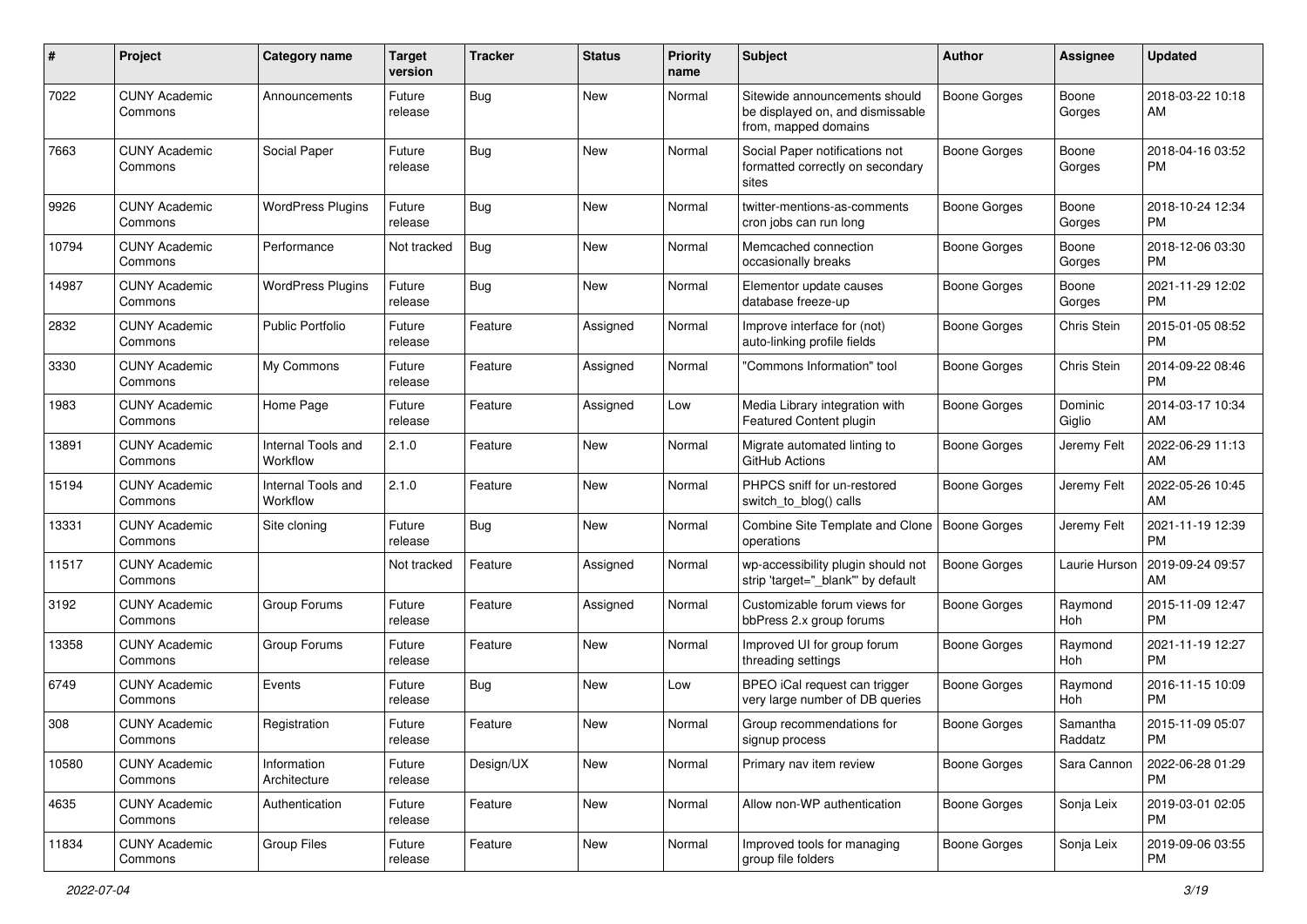| # | Project | Category name | Target version | Tracker | Status | Priority name | Subject | Author | Assignee | Updated |
| --- | --- | --- | --- | --- | --- | --- | --- | --- | --- | --- |
| 7022 | CUNY Academic Commons | Announcements | Future release | Bug | New | Normal | Sitewide announcements should be displayed on, and dismissable from, mapped domains | Boone Gorges | Boone Gorges | 2018-03-22 10:18 AM |
| 7663 | CUNY Academic Commons | Social Paper | Future release | Bug | New | Normal | Social Paper notifications not formatted correctly on secondary sites | Boone Gorges | Boone Gorges | 2018-04-16 03:52 PM |
| 9926 | CUNY Academic Commons | WordPress Plugins | Future release | Bug | New | Normal | twitter-mentions-as-comments cron jobs can run long | Boone Gorges | Boone Gorges | 2018-10-24 12:34 PM |
| 10794 | CUNY Academic Commons | Performance | Not tracked | Bug | New | Normal | Memcached connection occasionally breaks | Boone Gorges | Boone Gorges | 2018-12-06 03:30 PM |
| 14987 | CUNY Academic Commons | WordPress Plugins | Future release | Bug | New | Normal | Elementor update causes database freeze-up | Boone Gorges | Boone Gorges | 2021-11-29 12:02 PM |
| 2832 | CUNY Academic Commons | Public Portfolio | Future release | Feature | Assigned | Normal | Improve interface for (not) auto-linking profile fields | Boone Gorges | Chris Stein | 2015-01-05 08:52 PM |
| 3330 | CUNY Academic Commons | My Commons | Future release | Feature | Assigned | Normal | "Commons Information" tool | Boone Gorges | Chris Stein | 2014-09-22 08:46 PM |
| 1983 | CUNY Academic Commons | Home Page | Future release | Feature | Assigned | Low | Media Library integration with Featured Content plugin | Boone Gorges | Dominic Giglio | 2014-03-17 10:34 AM |
| 13891 | CUNY Academic Commons | Internal Tools and Workflow | 2.1.0 | Feature | New | Normal | Migrate automated linting to GitHub Actions | Boone Gorges | Jeremy Felt | 2022-06-29 11:13 AM |
| 15194 | CUNY Academic Commons | Internal Tools and Workflow | 2.1.0 | Feature | New | Normal | PHPCS sniff for un-restored switch_to_blog() calls | Boone Gorges | Jeremy Felt | 2022-05-26 10:45 AM |
| 13331 | CUNY Academic Commons | Site cloning | Future release | Bug | New | Normal | Combine Site Template and Clone operations | Boone Gorges | Jeremy Felt | 2021-11-19 12:39 PM |
| 11517 | CUNY Academic Commons | | Not tracked | Feature | Assigned | Normal | wp-accessibility plugin should not strip 'target="_blank"' by default | Boone Gorges | Laurie Hurson | 2019-09-24 09:57 AM |
| 3192 | CUNY Academic Commons | Group Forums | Future release | Feature | Assigned | Normal | Customizable forum views for bbPress 2.x group forums | Boone Gorges | Raymond Hoh | 2015-11-09 12:47 PM |
| 13358 | CUNY Academic Commons | Group Forums | Future release | Feature | New | Normal | Improved UI for group forum threading settings | Boone Gorges | Raymond Hoh | 2021-11-19 12:27 PM |
| 6749 | CUNY Academic Commons | Events | Future release | Bug | New | Low | BPEO iCal request can trigger very large number of DB queries | Boone Gorges | Raymond Hoh | 2016-11-15 10:09 PM |
| 308 | CUNY Academic Commons | Registration | Future release | Feature | New | Normal | Group recommendations for signup process | Boone Gorges | Samantha Raddatz | 2015-11-09 05:07 PM |
| 10580 | CUNY Academic Commons | Information Architecture | Future release | Design/UX | New | Normal | Primary nav item review | Boone Gorges | Sara Cannon | 2022-06-28 01:29 PM |
| 4635 | CUNY Academic Commons | Authentication | Future release | Feature | New | Normal | Allow non-WP authentication | Boone Gorges | Sonja Leix | 2019-03-01 02:05 PM |
| 11834 | CUNY Academic Commons | Group Files | Future release | Feature | New | Normal | Improved tools for managing group file folders | Boone Gorges | Sonja Leix | 2019-09-06 03:55 PM |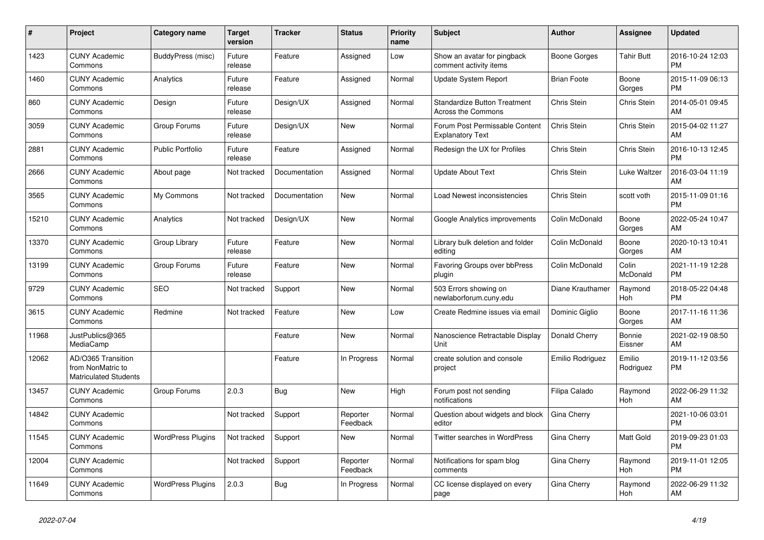| # | Project | Category name | Target version | Tracker | Status | Priority name | Subject | Author | Assignee | Updated |
|---|---|---|---|---|---|---|---|---|---|---|
| 1423 | CUNY Academic Commons | BuddyPress (misc) | Future release | Feature | Assigned | Low | Show an avatar for pingback comment activity items | Boone Gorges | Tahir Butt | 2016-10-24 12:03 PM |
| 1460 | CUNY Academic Commons | Analytics | Future release | Feature | Assigned | Normal | Update System Report | Brian Foote | Boone Gorges | 2015-11-09 06:13 PM |
| 860 | CUNY Academic Commons | Design | Future release | Design/UX | Assigned | Normal | Standardize Button Treatment Across the Commons | Chris Stein | Chris Stein | 2014-05-01 09:45 AM |
| 3059 | CUNY Academic Commons | Group Forums | Future release | Design/UX | New | Normal | Forum Post Permissable Content Explanatory Text | Chris Stein | Chris Stein | 2015-04-02 11:27 AM |
| 2881 | CUNY Academic Commons | Public Portfolio | Future release | Feature | Assigned | Normal | Redesign the UX for Profiles | Chris Stein | Chris Stein | 2016-10-13 12:45 PM |
| 2666 | CUNY Academic Commons | About page | Not tracked | Documentation | Assigned | Normal | Update About Text | Chris Stein | Luke Waltzer | 2016-03-04 11:19 AM |
| 3565 | CUNY Academic Commons | My Commons | Not tracked | Documentation | New | Normal | Load Newest inconsistencies | Chris Stein | scott voth | 2015-11-09 01:16 PM |
| 15210 | CUNY Academic Commons | Analytics | Not tracked | Design/UX | New | Normal | Google Analytics improvements | Colin McDonald | Boone Gorges | 2022-05-24 10:47 AM |
| 13370 | CUNY Academic Commons | Group Library | Future release | Feature | New | Normal | Library bulk deletion and folder editing | Colin McDonald | Boone Gorges | 2020-10-13 10:41 AM |
| 13199 | CUNY Academic Commons | Group Forums | Future release | Feature | New | Normal | Favoring Groups over bbPress plugin | Colin McDonald | Colin McDonald | 2021-11-19 12:28 PM |
| 9729 | CUNY Academic Commons | SEO | Not tracked | Support | New | Normal | 503 Errors showing on newlaborforum.cuny.edu | Diane Krauthamer | Raymond Hoh | 2018-05-22 04:48 PM |
| 3615 | CUNY Academic Commons | Redmine | Not tracked | Feature | New | Low | Create Redmine issues via email | Dominic Giglio | Boone Gorges | 2017-11-16 11:36 AM |
| 11968 | JustPublics@365 MediaCamp | | | Feature | New | Normal | Nanoscience Retractable Display Unit | Donald Cherry | Bonnie Eissner | 2021-02-19 08:50 AM |
| 12062 | AD/O365 Transition from NonMatric to Matriculated Students | | | Feature | In Progress | Normal | create solution and console project | Emilio Rodriguez | Emilio Rodriguez | 2019-11-12 03:56 PM |
| 13457 | CUNY Academic Commons | Group Forums | 2.0.3 | Bug | New | High | Forum post not sending notifications | Filipa Calado | Raymond Hoh | 2022-06-29 11:32 AM |
| 14842 | CUNY Academic Commons | | Not tracked | Support | Reporter Feedback | Normal | Question about widgets and block editor | Gina Cherry | | 2021-10-06 03:01 PM |
| 11545 | CUNY Academic Commons | WordPress Plugins | Not tracked | Support | New | Normal | Twitter searches in WordPress | Gina Cherry | Matt Gold | 2019-09-23 01:03 PM |
| 12004 | CUNY Academic Commons | | Not tracked | Support | Reporter Feedback | Normal | Notifications for spam blog comments | Gina Cherry | Raymond Hoh | 2019-11-01 12:05 PM |
| 11649 | CUNY Academic Commons | WordPress Plugins | 2.0.3 | Bug | In Progress | Normal | CC license displayed on every page | Gina Cherry | Raymond Hoh | 2022-06-29 11:32 AM |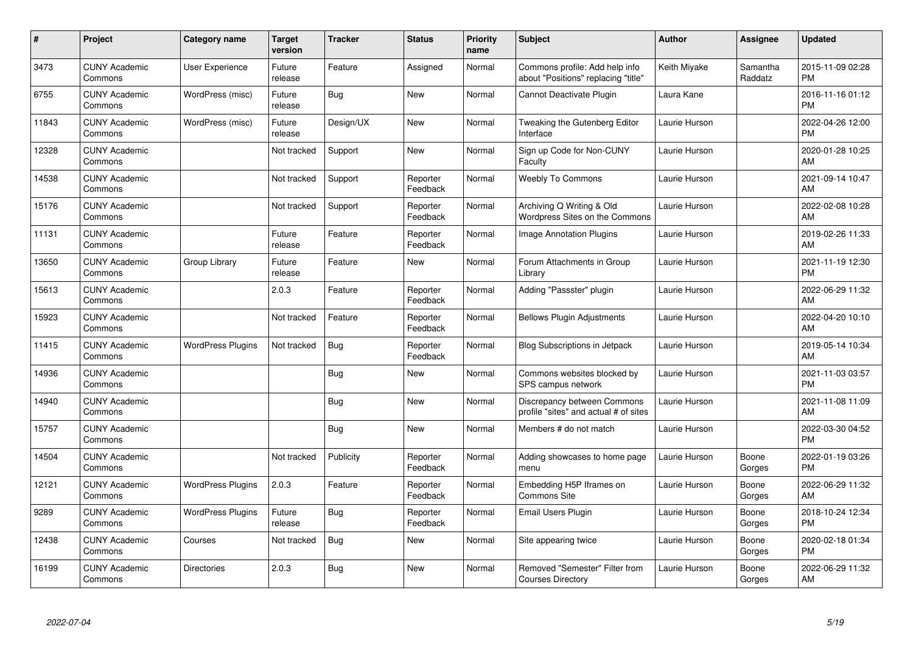| # | Project | Category name | Target version | Tracker | Status | Priority name | Subject | Author | Assignee | Updated |
|---|---|---|---|---|---|---|---|---|---|---|
| 3473 | CUNY Academic Commons | User Experience | Future release | Feature | Assigned | Normal | Commons profile: Add help info about "Positions" replacing "title" | Keith Miyake | Samantha Raddatz | 2015-11-09 02:28 PM |
| 6755 | CUNY Academic Commons | WordPress (misc) | Future release | Bug | New | Normal | Cannot Deactivate Plugin | Laura Kane | | 2016-11-16 01:12 PM |
| 11843 | CUNY Academic Commons | WordPress (misc) | Future release | Design/UX | New | Normal | Tweaking the Gutenberg Editor Interface | Laurie Hurson | | 2022-04-26 12:00 PM |
| 12328 | CUNY Academic Commons | | Not tracked | Support | New | Normal | Sign up Code for Non-CUNY Faculty | Laurie Hurson | | 2020-01-28 10:25 AM |
| 14538 | CUNY Academic Commons | | Not tracked | Support | Reporter Feedback | Normal | Weebly To Commons | Laurie Hurson | | 2021-09-14 10:47 AM |
| 15176 | CUNY Academic Commons | | Not tracked | Support | Reporter Feedback | Normal | Archiving Q Writing & Old Wordpress Sites on the Commons | Laurie Hurson | | 2022-02-08 10:28 AM |
| 11131 | CUNY Academic Commons | | Future release | Feature | Reporter Feedback | Normal | Image Annotation Plugins | Laurie Hurson | | 2019-02-26 11:33 AM |
| 13650 | CUNY Academic Commons | Group Library | Future release | Feature | New | Normal | Forum Attachments in Group Library | Laurie Hurson | | 2021-11-19 12:30 PM |
| 15613 | CUNY Academic Commons | | 2.0.3 | Feature | Reporter Feedback | Normal | Adding "Passster" plugin | Laurie Hurson | | 2022-06-29 11:32 AM |
| 15923 | CUNY Academic Commons | | Not tracked | Feature | Reporter Feedback | Normal | Bellows Plugin Adjustments | Laurie Hurson | | 2022-04-20 10:10 AM |
| 11415 | CUNY Academic Commons | WordPress Plugins | Not tracked | Bug | Reporter Feedback | Normal | Blog Subscriptions in Jetpack | Laurie Hurson | | 2019-05-14 10:34 AM |
| 14936 | CUNY Academic Commons | | | Bug | New | Normal | Commons websites blocked by SPS campus network | Laurie Hurson | | 2021-11-03 03:57 PM |
| 14940 | CUNY Academic Commons | | | Bug | New | Normal | Discrepancy between Commons profile "sites" and actual # of sites | Laurie Hurson | | 2021-11-08 11:09 AM |
| 15757 | CUNY Academic Commons | | | Bug | New | Normal | Members # do not match | Laurie Hurson | | 2022-03-30 04:52 PM |
| 14504 | CUNY Academic Commons | | Not tracked | Publicity | Reporter Feedback | Normal | Adding showcases to home page menu | Laurie Hurson | Boone Gorges | 2022-01-19 03:26 PM |
| 12121 | CUNY Academic Commons | WordPress Plugins | 2.0.3 | Feature | Reporter Feedback | Normal | Embedding H5P Iframes on Commons Site | Laurie Hurson | Boone Gorges | 2022-06-29 11:32 AM |
| 9289 | CUNY Academic Commons | WordPress Plugins | Future release | Bug | Reporter Feedback | Normal | Email Users Plugin | Laurie Hurson | Boone Gorges | 2018-10-24 12:34 PM |
| 12438 | CUNY Academic Commons | Courses | Not tracked | Bug | New | Normal | Site appearing twice | Laurie Hurson | Boone Gorges | 2020-02-18 01:34 PM |
| 16199 | CUNY Academic Commons | Directories | 2.0.3 | Bug | New | Normal | Removed "Semester" Filter from Courses Directory | Laurie Hurson | Boone Gorges | 2022-06-29 11:32 AM |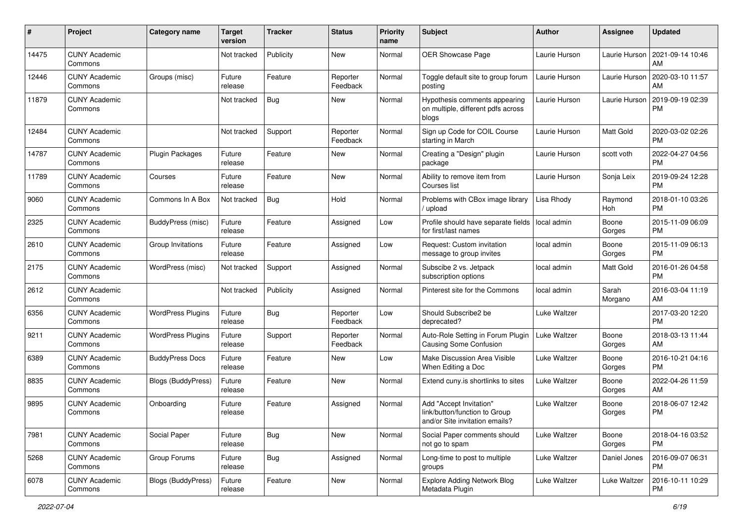| # | Project | Category name | Target version | Tracker | Status | Priority name | Subject | Author | Assignee | Updated |
|---|---|---|---|---|---|---|---|---|---|---|
| 14475 | CUNY Academic Commons | | Not tracked | Publicity | New | Normal | OER Showcase Page | Laurie Hurson | Laurie Hurson | 2021-09-14 10:46 AM |
| 12446 | CUNY Academic Commons | Groups (misc) | Future release | Feature | Reporter Feedback | Normal | Toggle default site to group forum posting | Laurie Hurson | Laurie Hurson | 2020-03-10 11:57 AM |
| 11879 | CUNY Academic Commons | | Not tracked | Bug | New | Normal | Hypothesis comments appearing on multiple, different pdfs across blogs | Laurie Hurson | Laurie Hurson | 2019-09-19 02:39 PM |
| 12484 | CUNY Academic Commons | | Not tracked | Support | Reporter Feedback | Normal | Sign up Code for COIL Course starting in March | Laurie Hurson | Matt Gold | 2020-03-02 02:26 PM |
| 14787 | CUNY Academic Commons | Plugin Packages | Future release | Feature | New | Normal | Creating a "Design" plugin package | Laurie Hurson | scott voth | 2022-04-27 04:56 PM |
| 11789 | CUNY Academic Commons | Courses | Future release | Feature | New | Normal | Ability to remove item from Courses list | Laurie Hurson | Sonja Leix | 2019-09-24 12:28 PM |
| 9060 | CUNY Academic Commons | Commons In A Box | Not tracked | Bug | Hold | Normal | Problems with CBox image library / upload | Lisa Rhody | Raymond Hoh | 2018-01-10 03:26 PM |
| 2325 | CUNY Academic Commons | BuddyPress (misc) | Future release | Feature | Assigned | Low | Profile should have separate fields for first/last names | local admin | Boone Gorges | 2015-11-09 06:09 PM |
| 2610 | CUNY Academic Commons | Group Invitations | Future release | Feature | Assigned | Low | Request: Custom invitation message to group invites | local admin | Boone Gorges | 2015-11-09 06:13 PM |
| 2175 | CUNY Academic Commons | WordPress (misc) | Not tracked | Support | Assigned | Normal | Subscibe 2 vs. Jetpack subscription options | local admin | Matt Gold | 2016-01-26 04:58 PM |
| 2612 | CUNY Academic Commons | | Not tracked | Publicity | Assigned | Normal | Pinterest site for the Commons | local admin | Sarah Morgano | 2016-03-04 11:19 AM |
| 6356 | CUNY Academic Commons | WordPress Plugins | Future release | Bug | Reporter Feedback | Low | Should Subscribe2 be deprecated? | Luke Waltzer | | 2017-03-20 12:20 PM |
| 9211 | CUNY Academic Commons | WordPress Plugins | Future release | Support | Reporter Feedback | Normal | Auto-Role Setting in Forum Plugin Causing Some Confusion | Luke Waltzer | Boone Gorges | 2018-03-13 11:44 AM |
| 6389 | CUNY Academic Commons | BuddyPress Docs | Future release | Feature | New | Low | Make Discussion Area Visible When Editing a Doc | Luke Waltzer | Boone Gorges | 2016-10-21 04:16 PM |
| 8835 | CUNY Academic Commons | Blogs (BuddyPress) | Future release | Feature | New | Normal | Extend cuny.is shortlinks to sites | Luke Waltzer | Boone Gorges | 2022-04-26 11:59 AM |
| 9895 | CUNY Academic Commons | Onboarding | Future release | Feature | Assigned | Normal | Add "Accept Invitation" link/button/function to Group and/or Site invitation emails? | Luke Waltzer | Boone Gorges | 2018-06-07 12:42 PM |
| 7981 | CUNY Academic Commons | Social Paper | Future release | Bug | New | Normal | Social Paper comments should not go to spam | Luke Waltzer | Boone Gorges | 2018-04-16 03:52 PM |
| 5268 | CUNY Academic Commons | Group Forums | Future release | Bug | Assigned | Normal | Long-time to post to multiple groups | Luke Waltzer | Daniel Jones | 2016-09-07 06:31 PM |
| 6078 | CUNY Academic Commons | Blogs (BuddyPress) | Future release | Feature | New | Normal | Explore Adding Network Blog Metadata Plugin | Luke Waltzer | Luke Waltzer | 2016-10-11 10:29 PM |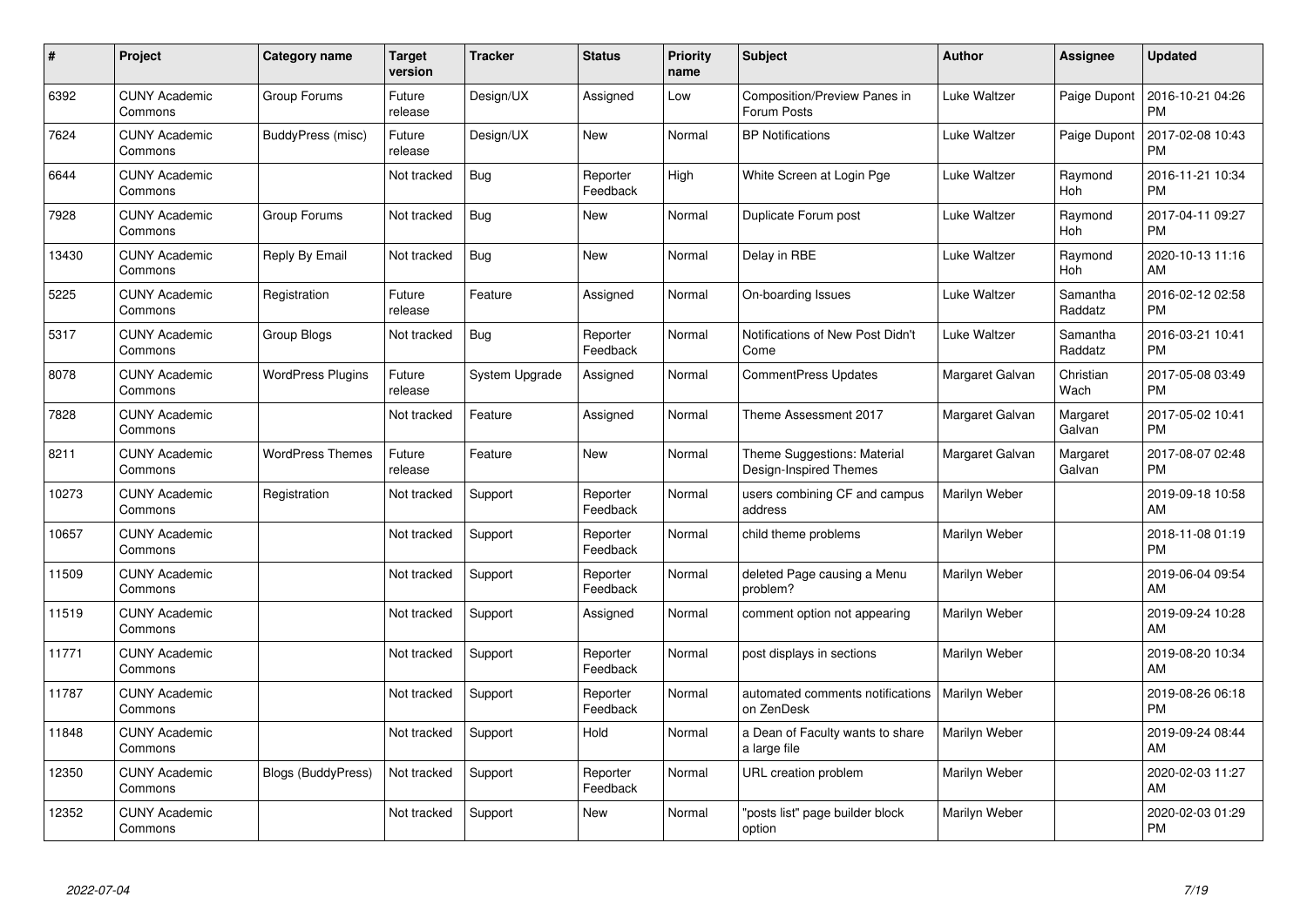| # | Project | Category name | Target version | Tracker | Status | Priority name | Subject | Author | Assignee | Updated |
|---|---|---|---|---|---|---|---|---|---|---|
| 6392 | CUNY Academic Commons | Group Forums | Future release | Design/UX | Assigned | Low | Composition/Preview Panes in Forum Posts | Luke Waltzer | Paige Dupont | 2016-10-21 04:26 PM |
| 7624 | CUNY Academic Commons | BuddyPress (misc) | Future release | Design/UX | New | Normal | BP Notifications | Luke Waltzer | Paige Dupont | 2017-02-08 10:43 PM |
| 6644 | CUNY Academic Commons | | Not tracked | Bug | Reporter Feedback | High | White Screen at Login Pge | Luke Waltzer | Raymond Hoh | 2016-11-21 10:34 PM |
| 7928 | CUNY Academic Commons | Group Forums | Not tracked | Bug | New | Normal | Duplicate Forum post | Luke Waltzer | Raymond Hoh | 2017-04-11 09:27 PM |
| 13430 | CUNY Academic Commons | Reply By Email | Not tracked | Bug | New | Normal | Delay in RBE | Luke Waltzer | Raymond Hoh | 2020-10-13 11:16 AM |
| 5225 | CUNY Academic Commons | Registration | Future release | Feature | Assigned | Normal | On-boarding Issues | Luke Waltzer | Samantha Raddatz | 2016-02-12 02:58 PM |
| 5317 | CUNY Academic Commons | Group Blogs | Not tracked | Bug | Reporter Feedback | Normal | Notifications of New Post Didn't Come | Luke Waltzer | Samantha Raddatz | 2016-03-21 10:41 PM |
| 8078 | CUNY Academic Commons | WordPress Plugins | Future release | System Upgrade | Assigned | Normal | CommentPress Updates | Margaret Galvan | Christian Wach | 2017-05-08 03:49 PM |
| 7828 | CUNY Academic Commons | | Not tracked | Feature | Assigned | Normal | Theme Assessment 2017 | Margaret Galvan | Margaret Galvan | 2017-05-02 10:41 PM |
| 8211 | CUNY Academic Commons | WordPress Themes | Future release | Feature | New | Normal | Theme Suggestions: Material Design-Inspired Themes | Margaret Galvan | Margaret Galvan | 2017-08-07 02:48 PM |
| 10273 | CUNY Academic Commons | Registration | Not tracked | Support | Reporter Feedback | Normal | users combining CF and campus address | Marilyn Weber | | 2019-09-18 10:58 AM |
| 10657 | CUNY Academic Commons | | Not tracked | Support | Reporter Feedback | Normal | child theme problems | Marilyn Weber | | 2018-11-08 01:19 PM |
| 11509 | CUNY Academic Commons | | Not tracked | Support | Reporter Feedback | Normal | deleted Page causing a Menu problem? | Marilyn Weber | | 2019-06-04 09:54 AM |
| 11519 | CUNY Academic Commons | | Not tracked | Support | Assigned | Normal | comment option not appearing | Marilyn Weber | | 2019-09-24 10:28 AM |
| 11771 | CUNY Academic Commons | | Not tracked | Support | Reporter Feedback | Normal | post displays in sections | Marilyn Weber | | 2019-08-20 10:34 AM |
| 11787 | CUNY Academic Commons | | Not tracked | Support | Reporter Feedback | Normal | automated comments notifications on ZenDesk | Marilyn Weber | | 2019-08-26 06:18 PM |
| 11848 | CUNY Academic Commons | | Not tracked | Support | Hold | Normal | a Dean of Faculty wants to share a large file | Marilyn Weber | | 2019-09-24 08:44 AM |
| 12350 | CUNY Academic Commons | Blogs (BuddyPress) | Not tracked | Support | Reporter Feedback | Normal | URL creation problem | Marilyn Weber | | 2020-02-03 11:27 AM |
| 12352 | CUNY Academic Commons | | Not tracked | Support | New | Normal | "posts list" page builder block option | Marilyn Weber | | 2020-02-03 01:29 PM |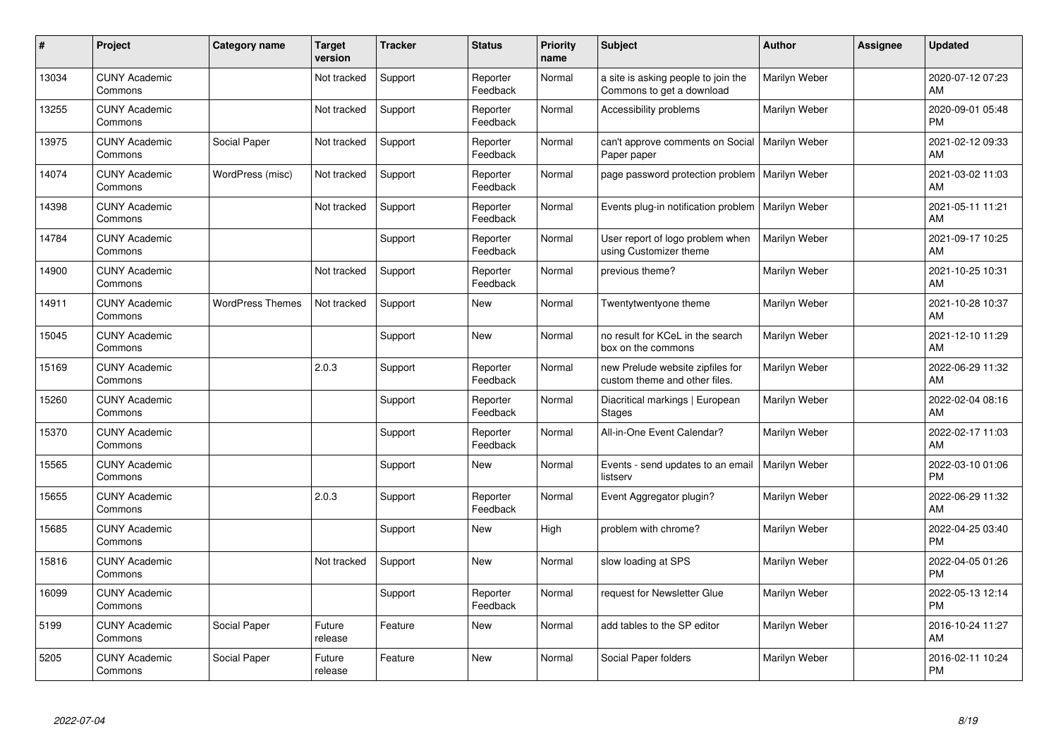| # | Project | Category name | Target version | Tracker | Status | Priority name | Subject | Author | Assignee | Updated |
|---|---|---|---|---|---|---|---|---|---|---|
| 13034 | CUNY Academic Commons | | Not tracked | Support | Reporter Feedback | Normal | a site is asking people to join the Commons to get a download | Marilyn Weber | | 2020-07-12 07:23 AM |
| 13255 | CUNY Academic Commons | | Not tracked | Support | Reporter Feedback | Normal | Accessibility problems | Marilyn Weber | | 2020-09-01 05:48 PM |
| 13975 | CUNY Academic Commons | Social Paper | Not tracked | Support | Reporter Feedback | Normal | can't approve comments on Social Paper paper | Marilyn Weber | | 2021-02-12 09:33 AM |
| 14074 | CUNY Academic Commons | WordPress (misc) | Not tracked | Support | Reporter Feedback | Normal | page password protection problem | Marilyn Weber | | 2021-03-02 11:03 AM |
| 14398 | CUNY Academic Commons | | Not tracked | Support | Reporter Feedback | Normal | Events plug-in notification problem | Marilyn Weber | | 2021-05-11 11:21 AM |
| 14784 | CUNY Academic Commons | | | Support | Reporter Feedback | Normal | User report of logo problem when using Customizer theme | Marilyn Weber | | 2021-09-17 10:25 AM |
| 14900 | CUNY Academic Commons | | Not tracked | Support | Reporter Feedback | Normal | previous theme? | Marilyn Weber | | 2021-10-25 10:31 AM |
| 14911 | CUNY Academic Commons | WordPress Themes | Not tracked | Support | New | Normal | Twentytwentyone theme | Marilyn Weber | | 2021-10-28 10:37 AM |
| 15045 | CUNY Academic Commons | | | Support | New | Normal | no result for KCeL in the search box on the commons | Marilyn Weber | | 2021-12-10 11:29 AM |
| 15169 | CUNY Academic Commons | | 2.0.3 | Support | Reporter Feedback | Normal | new Prelude website zipfiles for custom theme and other files. | Marilyn Weber | | 2022-06-29 11:32 AM |
| 15260 | CUNY Academic Commons | | | Support | Reporter Feedback | Normal | Diacritical markings \| European Stages | Marilyn Weber | | 2022-02-04 08:16 AM |
| 15370 | CUNY Academic Commons | | | Support | Reporter Feedback | Normal | All-in-One Event Calendar? | Marilyn Weber | | 2022-02-17 11:03 AM |
| 15565 | CUNY Academic Commons | | | Support | New | Normal | Events - send updates to an email listserv | Marilyn Weber | | 2022-03-10 01:06 PM |
| 15655 | CUNY Academic Commons | | 2.0.3 | Support | Reporter Feedback | Normal | Event Aggregator plugin? | Marilyn Weber | | 2022-06-29 11:32 AM |
| 15685 | CUNY Academic Commons | | | Support | New | High | problem with chrome? | Marilyn Weber | | 2022-04-25 03:40 PM |
| 15816 | CUNY Academic Commons | | Not tracked | Support | New | Normal | slow loading at SPS | Marilyn Weber | | 2022-04-05 01:26 PM |
| 16099 | CUNY Academic Commons | | | Support | Reporter Feedback | Normal | request for Newsletter Glue | Marilyn Weber | | 2022-05-13 12:14 PM |
| 5199 | CUNY Academic Commons | Social Paper | Future release | Feature | New | Normal | add tables to the SP editor | Marilyn Weber | | 2016-10-24 11:27 AM |
| 5205 | CUNY Academic Commons | Social Paper | Future release | Feature | New | Normal | Social Paper folders | Marilyn Weber | | 2016-02-11 10:24 PM |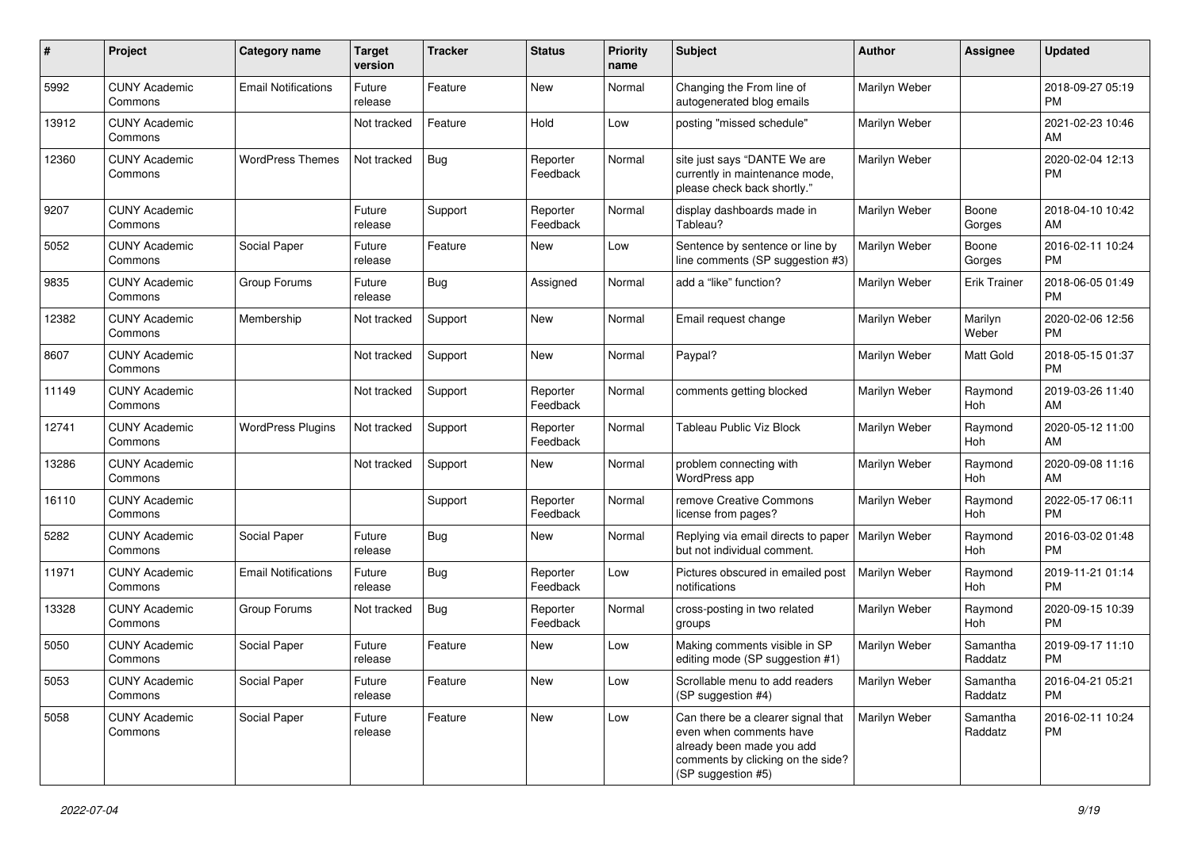| # | Project | Category name | Target version | Tracker | Status | Priority name | Subject | Author | Assignee | Updated |
|---|---|---|---|---|---|---|---|---|---|---|
| 5992 | CUNY Academic Commons | Email Notifications | Future release | Feature | New | Normal | Changing the From line of autogenerated blog emails | Marilyn Weber | | 2018-09-27 05:19 PM |
| 13912 | CUNY Academic Commons | | Not tracked | Feature | Hold | Low | posting "missed schedule" | Marilyn Weber | | 2021-02-23 10:46 AM |
| 12360 | CUNY Academic Commons | WordPress Themes | Not tracked | Bug | Reporter Feedback | Normal | site just says "DANTE We are currently in maintenance mode, please check back shortly." | Marilyn Weber | | 2020-02-04 12:13 PM |
| 9207 | CUNY Academic Commons | | Future release | Support | Reporter Feedback | Normal | display dashboards made in Tableau? | Marilyn Weber | Boone Gorges | 2018-04-10 10:42 AM |
| 5052 | CUNY Academic Commons | Social Paper | Future release | Feature | New | Low | Sentence by sentence or line by line comments (SP suggestion #3) | Marilyn Weber | Boone Gorges | 2016-02-11 10:24 PM |
| 9835 | CUNY Academic Commons | Group Forums | Future release | Bug | Assigned | Normal | add a "like" function? | Marilyn Weber | Erik Trainer | 2018-06-05 01:49 PM |
| 12382 | CUNY Academic Commons | Membership | Not tracked | Support | New | Normal | Email request change | Marilyn Weber | Marilyn Weber | 2020-02-06 12:56 PM |
| 8607 | CUNY Academic Commons | | Not tracked | Support | New | Normal | Paypal? | Marilyn Weber | Matt Gold | 2018-05-15 01:37 PM |
| 11149 | CUNY Academic Commons | | Not tracked | Support | Reporter Feedback | Normal | comments getting blocked | Marilyn Weber | Raymond Hoh | 2019-03-26 11:40 AM |
| 12741 | CUNY Academic Commons | WordPress Plugins | Not tracked | Support | Reporter Feedback | Normal | Tableau Public Viz Block | Marilyn Weber | Raymond Hoh | 2020-05-12 11:00 AM |
| 13286 | CUNY Academic Commons | | Not tracked | Support | New | Normal | problem connecting with WordPress app | Marilyn Weber | Raymond Hoh | 2020-09-08 11:16 AM |
| 16110 | CUNY Academic Commons | | | Support | Reporter Feedback | Normal | remove Creative Commons license from pages? | Marilyn Weber | Raymond Hoh | 2022-05-17 06:11 PM |
| 5282 | CUNY Academic Commons | Social Paper | Future release | Bug | New | Normal | Replying via email directs to paper but not individual comment. | Marilyn Weber | Raymond Hoh | 2016-03-02 01:48 PM |
| 11971 | CUNY Academic Commons | Email Notifications | Future release | Bug | Reporter Feedback | Low | Pictures obscured in emailed post notifications | Marilyn Weber | Raymond Hoh | 2019-11-21 01:14 PM |
| 13328 | CUNY Academic Commons | Group Forums | Not tracked | Bug | Reporter Feedback | Normal | cross-posting in two related groups | Marilyn Weber | Raymond Hoh | 2020-09-15 10:39 PM |
| 5050 | CUNY Academic Commons | Social Paper | Future release | Feature | New | Low | Making comments visible in SP editing mode (SP suggestion #1) | Marilyn Weber | Samantha Raddatz | 2019-09-17 11:10 PM |
| 5053 | CUNY Academic Commons | Social Paper | Future release | Feature | New | Low | Scrollable menu to add readers (SP suggestion #4) | Marilyn Weber | Samantha Raddatz | 2016-04-21 05:21 PM |
| 5058 | CUNY Academic Commons | Social Paper | Future release | Feature | New | Low | Can there be a clearer signal that even when comments have already been made you add comments by clicking on the side? (SP suggestion #5) | Marilyn Weber | Samantha Raddatz | 2016-02-11 10:24 PM |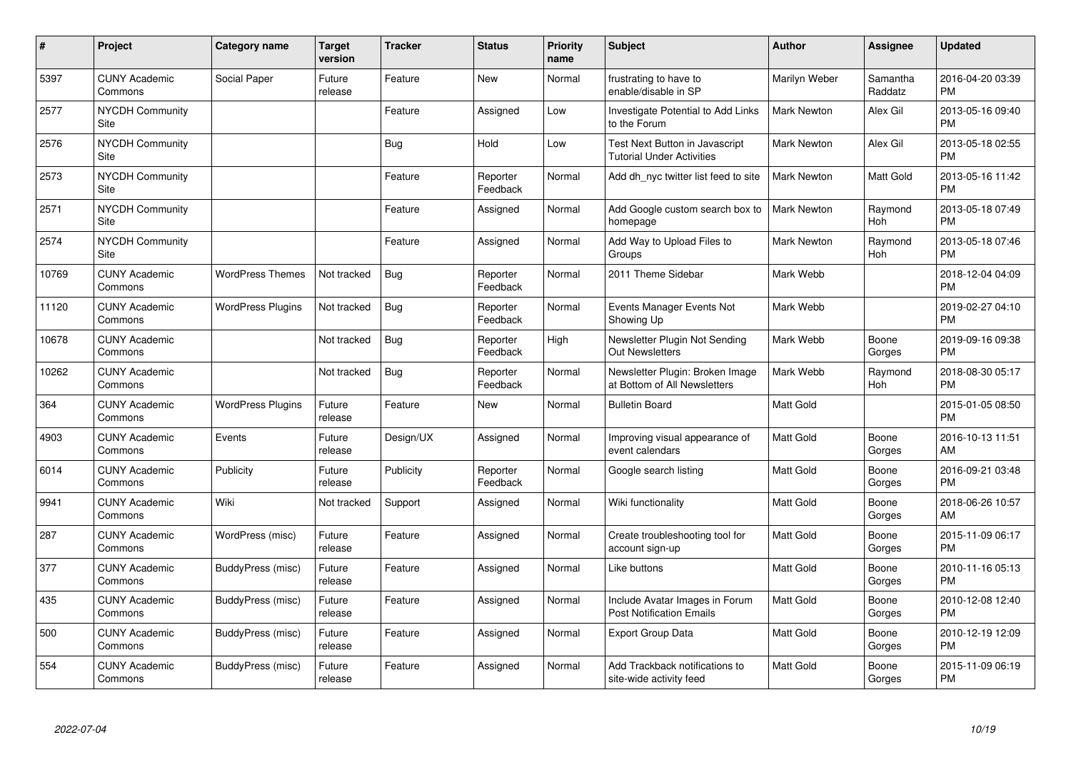| # | Project | Category name | Target version | Tracker | Status | Priority name | Subject | Author | Assignee | Updated |
|---|---|---|---|---|---|---|---|---|---|---|
| 5397 | CUNY Academic Commons | Social Paper | Future release | Feature | New | Normal | frustrating to have to enable/disable in SP | Marilyn Weber | Samantha Raddatz | 2016-04-20 03:39 PM |
| 2577 | NYCDH Community Site | | | Feature | Assigned | Low | Investigate Potential to Add Links to the Forum | Mark Newton | Alex Gil | 2013-05-16 09:40 PM |
| 2576 | NYCDH Community Site | | | Bug | Hold | Low | Test Next Button in Javascript Tutorial Under Activities | Mark Newton | Alex Gil | 2013-05-18 02:55 PM |
| 2573 | NYCDH Community Site | | | Feature | Reporter Feedback | Normal | Add dh_nyc twitter list feed to site | Mark Newton | Matt Gold | 2013-05-16 11:42 PM |
| 2571 | NYCDH Community Site | | | Feature | Assigned | Normal | Add Google custom search box to homepage | Mark Newton | Raymond Hoh | 2013-05-18 07:49 PM |
| 2574 | NYCDH Community Site | | | Feature | Assigned | Normal | Add Way to Upload Files to Groups | Mark Newton | Raymond Hoh | 2013-05-18 07:46 PM |
| 10769 | CUNY Academic Commons | WordPress Themes | Not tracked | Bug | Reporter Feedback | Normal | 2011 Theme Sidebar | Mark Webb | | 2018-12-04 04:09 PM |
| 11120 | CUNY Academic Commons | WordPress Plugins | Not tracked | Bug | Reporter Feedback | Normal | Events Manager Events Not Showing Up | Mark Webb | | 2019-02-27 04:10 PM |
| 10678 | CUNY Academic Commons | | Not tracked | Bug | Reporter Feedback | High | Newsletter Plugin Not Sending Out Newsletters | Mark Webb | Boone Gorges | 2019-09-16 09:38 PM |
| 10262 | CUNY Academic Commons | | Not tracked | Bug | Reporter Feedback | Normal | Newsletter Plugin: Broken Image at Bottom of All Newsletters | Mark Webb | Raymond Hoh | 2018-08-30 05:17 PM |
| 364 | CUNY Academic Commons | WordPress Plugins | Future release | Feature | New | Normal | Bulletin Board | Matt Gold | | 2015-01-05 08:50 PM |
| 4903 | CUNY Academic Commons | Events | Future release | Design/UX | Assigned | Normal | Improving visual appearance of event calendars | Matt Gold | Boone Gorges | 2016-10-13 11:51 AM |
| 6014 | CUNY Academic Commons | Publicity | Future release | Publicity | Reporter Feedback | Normal | Google search listing | Matt Gold | Boone Gorges | 2016-09-21 03:48 PM |
| 9941 | CUNY Academic Commons | Wiki | Not tracked | Support | Assigned | Normal | Wiki functionality | Matt Gold | Boone Gorges | 2018-06-26 10:57 AM |
| 287 | CUNY Academic Commons | WordPress (misc) | Future release | Feature | Assigned | Normal | Create troubleshooting tool for account sign-up | Matt Gold | Boone Gorges | 2015-11-09 06:17 PM |
| 377 | CUNY Academic Commons | BuddyPress (misc) | Future release | Feature | Assigned | Normal | Like buttons | Matt Gold | Boone Gorges | 2010-11-16 05:13 PM |
| 435 | CUNY Academic Commons | BuddyPress (misc) | Future release | Feature | Assigned | Normal | Include Avatar Images in Forum Post Notification Emails | Matt Gold | Boone Gorges | 2010-12-08 12:40 PM |
| 500 | CUNY Academic Commons | BuddyPress (misc) | Future release | Feature | Assigned | Normal | Export Group Data | Matt Gold | Boone Gorges | 2010-12-19 12:09 PM |
| 554 | CUNY Academic Commons | BuddyPress (misc) | Future release | Feature | Assigned | Normal | Add Trackback notifications to site-wide activity feed | Matt Gold | Boone Gorges | 2015-11-09 06:19 PM |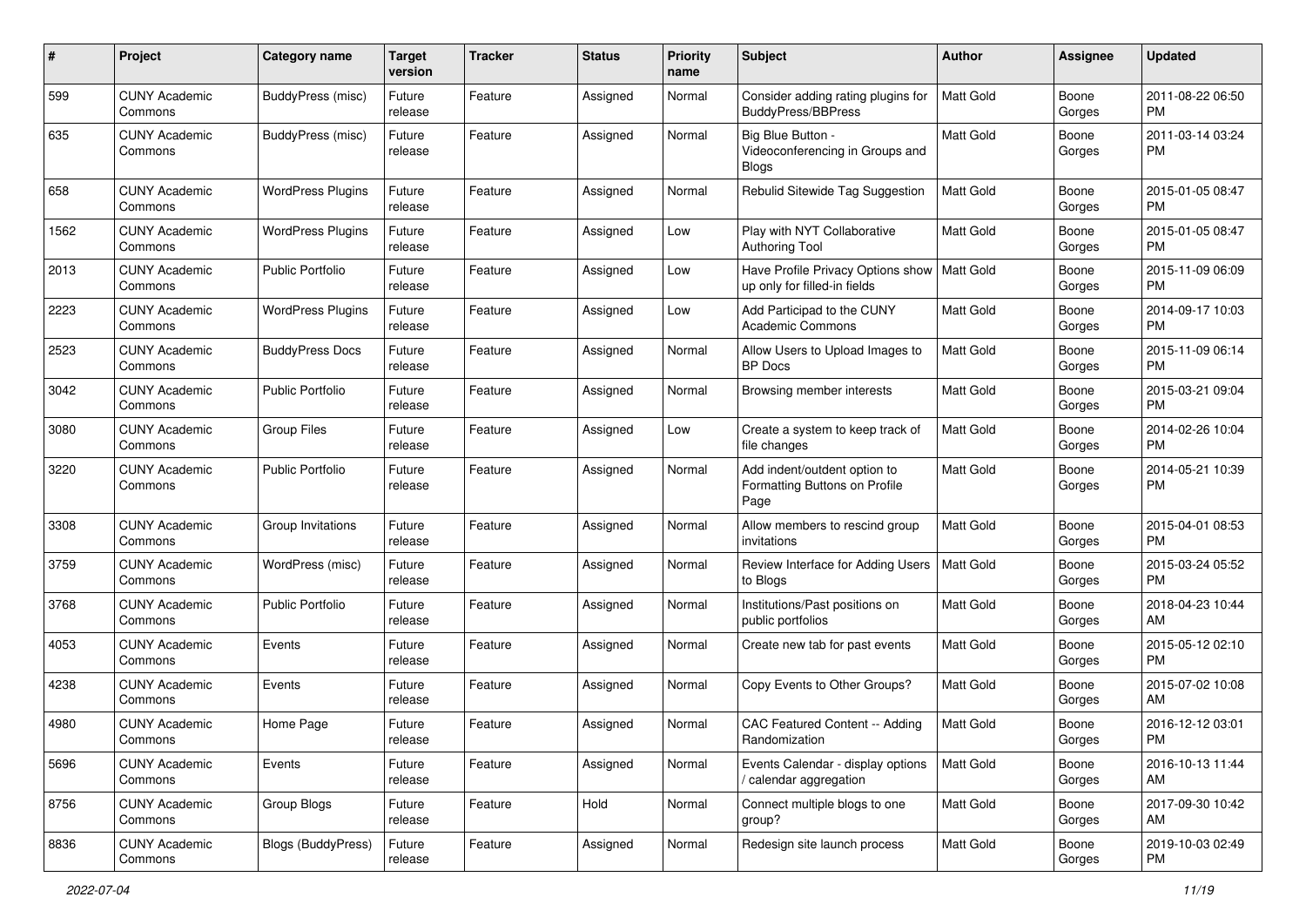| # | Project | Category name | Target version | Tracker | Status | Priority name | Subject | Author | Assignee | Updated |
|---|---|---|---|---|---|---|---|---|---|---|
| 599 | CUNY Academic Commons | BuddyPress (misc) | Future release | Feature | Assigned | Normal | Consider adding rating plugins for BuddyPress/BBPress | Matt Gold | Boone Gorges | 2011-08-22 06:50 PM |
| 635 | CUNY Academic Commons | BuddyPress (misc) | Future release | Feature | Assigned | Normal | Big Blue Button - Videoconferencing in Groups and Blogs | Matt Gold | Boone Gorges | 2011-03-14 03:24 PM |
| 658 | CUNY Academic Commons | WordPress Plugins | Future release | Feature | Assigned | Normal | Rebulid Sitewide Tag Suggestion | Matt Gold | Boone Gorges | 2015-01-05 08:47 PM |
| 1562 | CUNY Academic Commons | WordPress Plugins | Future release | Feature | Assigned | Low | Play with NYT Collaborative Authoring Tool | Matt Gold | Boone Gorges | 2015-01-05 08:47 PM |
| 2013 | CUNY Academic Commons | Public Portfolio | Future release | Feature | Assigned | Low | Have Profile Privacy Options show up only for filled-in fields | Matt Gold | Boone Gorges | 2015-11-09 06:09 PM |
| 2223 | CUNY Academic Commons | WordPress Plugins | Future release | Feature | Assigned | Low | Add Participad to the CUNY Academic Commons | Matt Gold | Boone Gorges | 2014-09-17 10:03 PM |
| 2523 | CUNY Academic Commons | BuddyPress Docs | Future release | Feature | Assigned | Normal | Allow Users to Upload Images to BP Docs | Matt Gold | Boone Gorges | 2015-11-09 06:14 PM |
| 3042 | CUNY Academic Commons | Public Portfolio | Future release | Feature | Assigned | Normal | Browsing member interests | Matt Gold | Boone Gorges | 2015-03-21 09:04 PM |
| 3080 | CUNY Academic Commons | Group Files | Future release | Feature | Assigned | Low | Create a system to keep track of file changes | Matt Gold | Boone Gorges | 2014-02-26 10:04 PM |
| 3220 | CUNY Academic Commons | Public Portfolio | Future release | Feature | Assigned | Normal | Add indent/outdent option to Formatting Buttons on Profile Page | Matt Gold | Boone Gorges | 2014-05-21 10:39 PM |
| 3308 | CUNY Academic Commons | Group Invitations | Future release | Feature | Assigned | Normal | Allow members to rescind group invitations | Matt Gold | Boone Gorges | 2015-04-01 08:53 PM |
| 3759 | CUNY Academic Commons | WordPress (misc) | Future release | Feature | Assigned | Normal | Review Interface for Adding Users to Blogs | Matt Gold | Boone Gorges | 2015-03-24 05:52 PM |
| 3768 | CUNY Academic Commons | Public Portfolio | Future release | Feature | Assigned | Normal | Institutions/Past positions on public portfolios | Matt Gold | Boone Gorges | 2018-04-23 10:44 AM |
| 4053 | CUNY Academic Commons | Events | Future release | Feature | Assigned | Normal | Create new tab for past events | Matt Gold | Boone Gorges | 2015-05-12 02:10 PM |
| 4238 | CUNY Academic Commons | Events | Future release | Feature | Assigned | Normal | Copy Events to Other Groups? | Matt Gold | Boone Gorges | 2015-07-02 10:08 AM |
| 4980 | CUNY Academic Commons | Home Page | Future release | Feature | Assigned | Normal | CAC Featured Content -- Adding Randomization | Matt Gold | Boone Gorges | 2016-12-12 03:01 PM |
| 5696 | CUNY Academic Commons | Events | Future release | Feature | Assigned | Normal | Events Calendar - display options / calendar aggregation | Matt Gold | Boone Gorges | 2016-10-13 11:44 AM |
| 8756 | CUNY Academic Commons | Group Blogs | Future release | Feature | Hold | Normal | Connect multiple blogs to one group? | Matt Gold | Boone Gorges | 2017-09-30 10:42 AM |
| 8836 | CUNY Academic Commons | Blogs (BuddyPress) | Future release | Feature | Assigned | Normal | Redesign site launch process | Matt Gold | Boone Gorges | 2019-10-03 02:49 PM |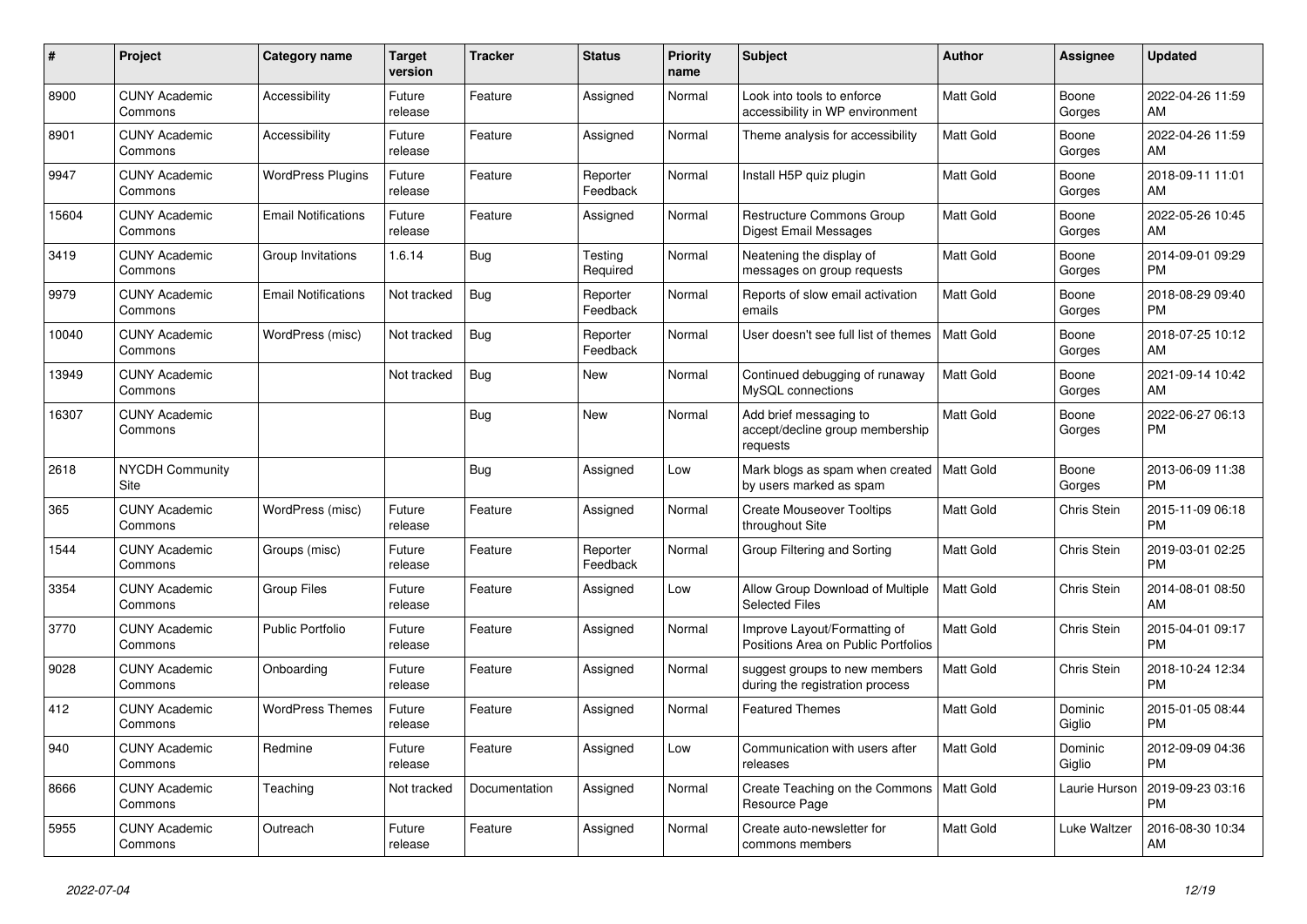| # | Project | Category name | Target version | Tracker | Status | Priority name | Subject | Author | Assignee | Updated |
|---|---|---|---|---|---|---|---|---|---|---|
| 8900 | CUNY Academic Commons | Accessibility | Future release | Feature | Assigned | Normal | Look into tools to enforce accessibility in WP environment | Matt Gold | Boone Gorges | 2022-04-26 11:59 AM |
| 8901 | CUNY Academic Commons | Accessibility | Future release | Feature | Assigned | Normal | Theme analysis for accessibility | Matt Gold | Boone Gorges | 2022-04-26 11:59 AM |
| 9947 | CUNY Academic Commons | WordPress Plugins | Future release | Feature | Reporter Feedback | Normal | Install H5P quiz plugin | Matt Gold | Boone Gorges | 2018-09-11 11:01 AM |
| 15604 | CUNY Academic Commons | Email Notifications | Future release | Feature | Assigned | Normal | Restructure Commons Group Digest Email Messages | Matt Gold | Boone Gorges | 2022-05-26 10:45 AM |
| 3419 | CUNY Academic Commons | Group Invitations | 1.6.14 | Bug | Testing Required | Normal | Neatening the display of messages on group requests | Matt Gold | Boone Gorges | 2014-09-01 09:29 PM |
| 9979 | CUNY Academic Commons | Email Notifications | Not tracked | Bug | Reporter Feedback | Normal | Reports of slow email activation emails | Matt Gold | Boone Gorges | 2018-08-29 09:40 PM |
| 10040 | CUNY Academic Commons | WordPress (misc) | Not tracked | Bug | Reporter Feedback | Normal | User doesn't see full list of themes | Matt Gold | Boone Gorges | 2018-07-25 10:12 AM |
| 13949 | CUNY Academic Commons | | Not tracked | Bug | New | Normal | Continued debugging of runaway MySQL connections | Matt Gold | Boone Gorges | 2021-09-14 10:42 AM |
| 16307 | CUNY Academic Commons | | | Bug | New | Normal | Add brief messaging to accept/decline group membership requests | Matt Gold | Boone Gorges | 2022-06-27 06:13 PM |
| 2618 | NYCDH Community Site | | | Bug | Assigned | Low | Mark blogs as spam when created by users marked as spam | Matt Gold | Boone Gorges | 2013-06-09 11:38 PM |
| 365 | CUNY Academic Commons | WordPress (misc) | Future release | Feature | Assigned | Normal | Create Mouseover Tooltips throughout Site | Matt Gold | Chris Stein | 2015-11-09 06:18 PM |
| 1544 | CUNY Academic Commons | Groups (misc) | Future release | Feature | Reporter Feedback | Normal | Group Filtering and Sorting | Matt Gold | Chris Stein | 2019-03-01 02:25 PM |
| 3354 | CUNY Academic Commons | Group Files | Future release | Feature | Assigned | Low | Allow Group Download of Multiple Selected Files | Matt Gold | Chris Stein | 2014-08-01 08:50 AM |
| 3770 | CUNY Academic Commons | Public Portfolio | Future release | Feature | Assigned | Normal | Improve Layout/Formatting of Positions Area on Public Portfolios | Matt Gold | Chris Stein | 2015-04-01 09:17 PM |
| 9028 | CUNY Academic Commons | Onboarding | Future release | Feature | Assigned | Normal | suggest groups to new members during the registration process | Matt Gold | Chris Stein | 2018-10-24 12:34 PM |
| 412 | CUNY Academic Commons | WordPress Themes | Future release | Feature | Assigned | Normal | Featured Themes | Matt Gold | Dominic Giglio | 2015-01-05 08:44 PM |
| 940 | CUNY Academic Commons | Redmine | Future release | Feature | Assigned | Low | Communication with users after releases | Matt Gold | Dominic Giglio | 2012-09-09 04:36 PM |
| 8666 | CUNY Academic Commons | Teaching | Not tracked | Documentation | Assigned | Normal | Create Teaching on the Commons Resource Page | Matt Gold | Laurie Hurson | 2019-09-23 03:16 PM |
| 5955 | CUNY Academic Commons | Outreach | Future release | Feature | Assigned | Normal | Create auto-newsletter for commons members | Matt Gold | Luke Waltzer | 2016-08-30 10:34 AM |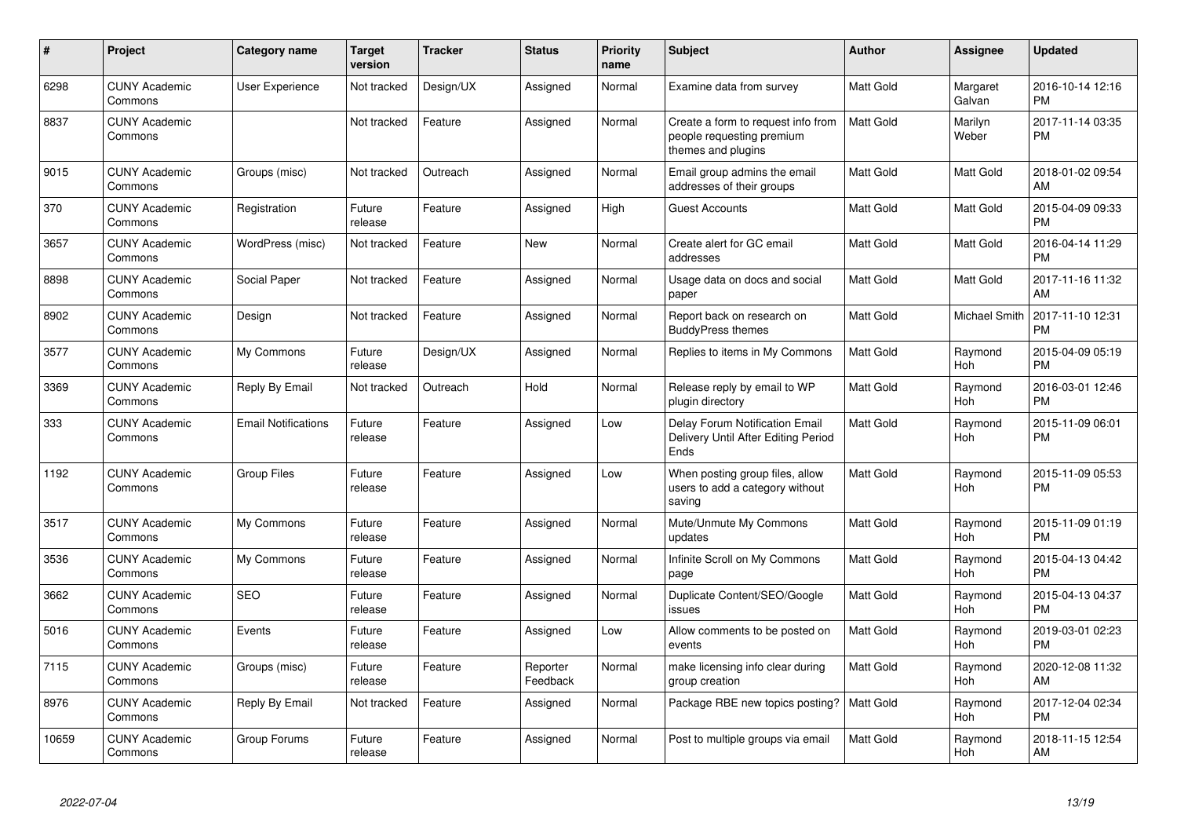| # | Project | Category name | Target version | Tracker | Status | Priority name | Subject | Author | Assignee | Updated |
|---|---|---|---|---|---|---|---|---|---|---|
| 6298 | CUNY Academic Commons | User Experience | Not tracked | Design/UX | Assigned | Normal | Examine data from survey | Matt Gold | Margaret Galvan | 2016-10-14 12:16 PM |
| 8837 | CUNY Academic Commons | | Not tracked | Feature | Assigned | Normal | Create a form to request info from people requesting premium themes and plugins | Matt Gold | Marilyn Weber | 2017-11-14 03:35 PM |
| 9015 | CUNY Academic Commons | Groups (misc) | Not tracked | Outreach | Assigned | Normal | Email group admins the email addresses of their groups | Matt Gold | Matt Gold | 2018-01-02 09:54 AM |
| 370 | CUNY Academic Commons | Registration | Future release | Feature | Assigned | High | Guest Accounts | Matt Gold | Matt Gold | 2015-04-09 09:33 PM |
| 3657 | CUNY Academic Commons | WordPress (misc) | Not tracked | Feature | New | Normal | Create alert for GC email addresses | Matt Gold | Matt Gold | 2016-04-14 11:29 PM |
| 8898 | CUNY Academic Commons | Social Paper | Not tracked | Feature | Assigned | Normal | Usage data on docs and social paper | Matt Gold | Matt Gold | 2017-11-16 11:32 AM |
| 8902 | CUNY Academic Commons | Design | Not tracked | Feature | Assigned | Normal | Report back on research on BuddyPress themes | Matt Gold | Michael Smith | 2017-11-10 12:31 PM |
| 3577 | CUNY Academic Commons | My Commons | Future release | Design/UX | Assigned | Normal | Replies to items in My Commons | Matt Gold | Raymond Hoh | 2015-04-09 05:19 PM |
| 3369 | CUNY Academic Commons | Reply By Email | Not tracked | Outreach | Hold | Normal | Release reply by email to WP plugin directory | Matt Gold | Raymond Hoh | 2016-03-01 12:46 PM |
| 333 | CUNY Academic Commons | Email Notifications | Future release | Feature | Assigned | Low | Delay Forum Notification Email Delivery Until After Editing Period Ends | Matt Gold | Raymond Hoh | 2015-11-09 06:01 PM |
| 1192 | CUNY Academic Commons | Group Files | Future release | Feature | Assigned | Low | When posting group files, allow users to add a category without saving | Matt Gold | Raymond Hoh | 2015-11-09 05:53 PM |
| 3517 | CUNY Academic Commons | My Commons | Future release | Feature | Assigned | Normal | Mute/Unmute My Commons updates | Matt Gold | Raymond Hoh | 2015-11-09 01:19 PM |
| 3536 | CUNY Academic Commons | My Commons | Future release | Feature | Assigned | Normal | Infinite Scroll on My Commons page | Matt Gold | Raymond Hoh | 2015-04-13 04:42 PM |
| 3662 | CUNY Academic Commons | SEO | Future release | Feature | Assigned | Normal | Duplicate Content/SEO/Google issues | Matt Gold | Raymond Hoh | 2015-04-13 04:37 PM |
| 5016 | CUNY Academic Commons | Events | Future release | Feature | Assigned | Low | Allow comments to be posted on events | Matt Gold | Raymond Hoh | 2019-03-01 02:23 PM |
| 7115 | CUNY Academic Commons | Groups (misc) | Future release | Feature | Reporter Feedback | Normal | make licensing info clear during group creation | Matt Gold | Raymond Hoh | 2020-12-08 11:32 AM |
| 8976 | CUNY Academic Commons | Reply By Email | Not tracked | Feature | Assigned | Normal | Package RBE new topics posting? | Matt Gold | Raymond Hoh | 2017-12-04 02:34 PM |
| 10659 | CUNY Academic Commons | Group Forums | Future release | Feature | Assigned | Normal | Post to multiple groups via email | Matt Gold | Raymond Hoh | 2018-11-15 12:54 AM |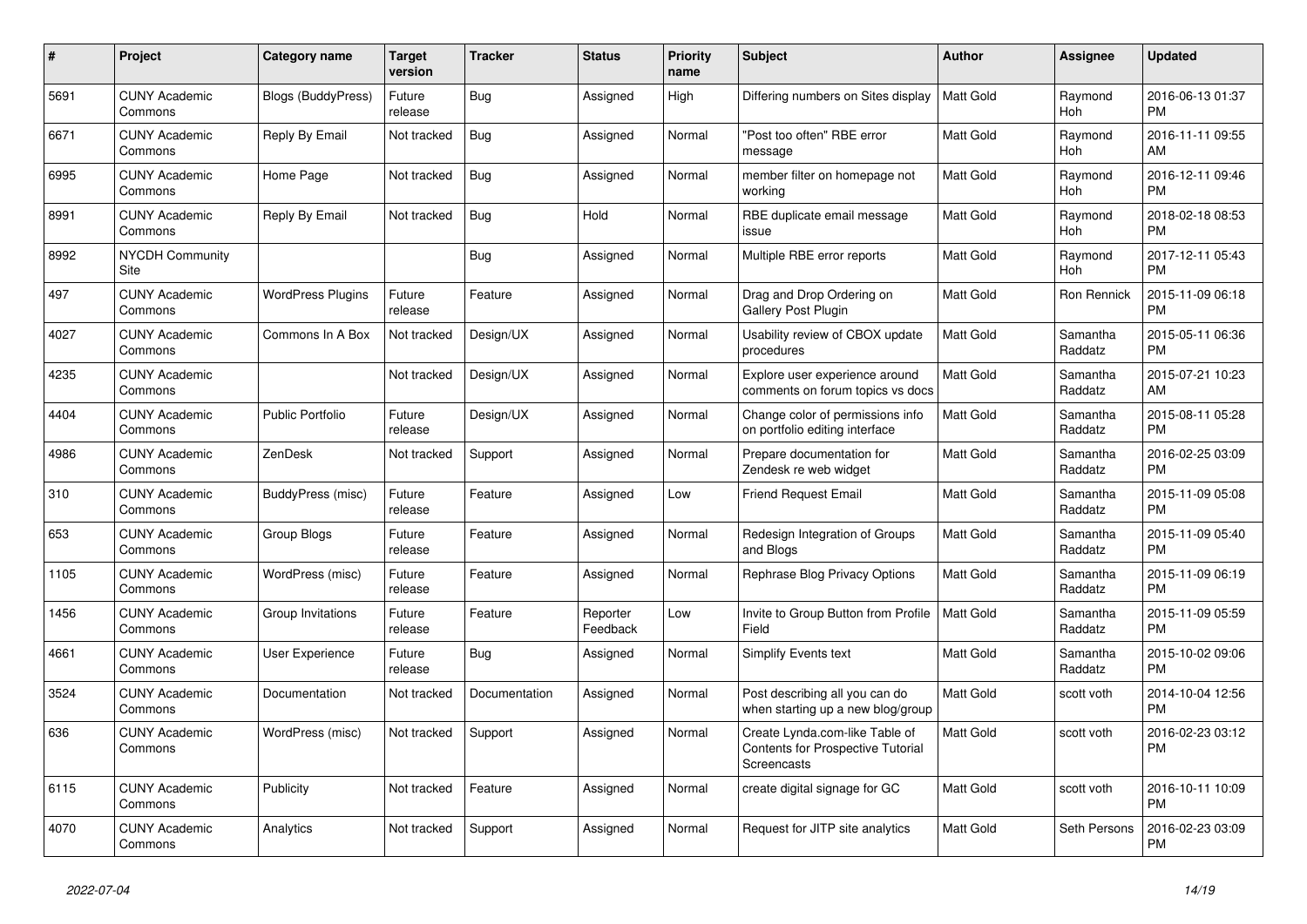| # | Project | Category name | Target version | Tracker | Status | Priority name | Subject | Author | Assignee | Updated |
|---|---|---|---|---|---|---|---|---|---|---|
| 5691 | CUNY Academic Commons | Blogs (BuddyPress) | Future release | Bug | Assigned | High | Differing numbers on Sites display | Matt Gold | Raymond Hoh | 2016-06-13 01:37 PM |
| 6671 | CUNY Academic Commons | Reply By Email | Not tracked | Bug | Assigned | Normal | "Post too often" RBE error message | Matt Gold | Raymond Hoh | 2016-11-11 09:55 AM |
| 6995 | CUNY Academic Commons | Home Page | Not tracked | Bug | Assigned | Normal | member filter on homepage not working | Matt Gold | Raymond Hoh | 2016-12-11 09:46 PM |
| 8991 | CUNY Academic Commons | Reply By Email | Not tracked | Bug | Hold | Normal | RBE duplicate email message issue | Matt Gold | Raymond Hoh | 2018-02-18 08:53 PM |
| 8992 | NYCDH Community Site | | | Bug | Assigned | Normal | Multiple RBE error reports | Matt Gold | Raymond Hoh | 2017-12-11 05:43 PM |
| 497 | CUNY Academic Commons | WordPress Plugins | Future release | Feature | Assigned | Normal | Drag and Drop Ordering on Gallery Post Plugin | Matt Gold | Ron Rennick | 2015-11-09 06:18 PM |
| 4027 | CUNY Academic Commons | Commons In A Box | Not tracked | Design/UX | Assigned | Normal | Usability review of CBOX update procedures | Matt Gold | Samantha Raddatz | 2015-05-11 06:36 PM |
| 4235 | CUNY Academic Commons | | Not tracked | Design/UX | Assigned | Normal | Explore user experience around comments on forum topics vs docs | Matt Gold | Samantha Raddatz | 2015-07-21 10:23 AM |
| 4404 | CUNY Academic Commons | Public Portfolio | Future release | Design/UX | Assigned | Normal | Change color of permissions info on portfolio editing interface | Matt Gold | Samantha Raddatz | 2015-08-11 05:28 PM |
| 4986 | CUNY Academic Commons | ZenDesk | Not tracked | Support | Assigned | Normal | Prepare documentation for Zendesk re web widget | Matt Gold | Samantha Raddatz | 2016-02-25 03:09 PM |
| 310 | CUNY Academic Commons | BuddyPress (misc) | Future release | Feature | Assigned | Low | Friend Request Email | Matt Gold | Samantha Raddatz | 2015-11-09 05:08 PM |
| 653 | CUNY Academic Commons | Group Blogs | Future release | Feature | Assigned | Normal | Redesign Integration of Groups and Blogs | Matt Gold | Samantha Raddatz | 2015-11-09 05:40 PM |
| 1105 | CUNY Academic Commons | WordPress (misc) | Future release | Feature | Assigned | Normal | Rephrase Blog Privacy Options | Matt Gold | Samantha Raddatz | 2015-11-09 06:19 PM |
| 1456 | CUNY Academic Commons | Group Invitations | Future release | Feature | Reporter Feedback | Low | Invite to Group Button from Profile Field | Matt Gold | Samantha Raddatz | 2015-11-09 05:59 PM |
| 4661 | CUNY Academic Commons | User Experience | Future release | Bug | Assigned | Normal | Simplify Events text | Matt Gold | Samantha Raddatz | 2015-10-02 09:06 PM |
| 3524 | CUNY Academic Commons | Documentation | Not tracked | Documentation | Assigned | Normal | Post describing all you can do when starting up a new blog/group | Matt Gold | scott voth | 2014-10-04 12:56 PM |
| 636 | CUNY Academic Commons | WordPress (misc) | Not tracked | Support | Assigned | Normal | Create Lynda.com-like Table of Contents for Prospective Tutorial Screencasts | Matt Gold | scott voth | 2016-02-23 03:12 PM |
| 6115 | CUNY Academic Commons | Publicity | Not tracked | Feature | Assigned | Normal | create digital signage for GC | Matt Gold | scott voth | 2016-10-11 10:09 PM |
| 4070 | CUNY Academic Commons | Analytics | Not tracked | Support | Assigned | Normal | Request for JITP site analytics | Matt Gold | Seth Persons | 2016-02-23 03:09 PM |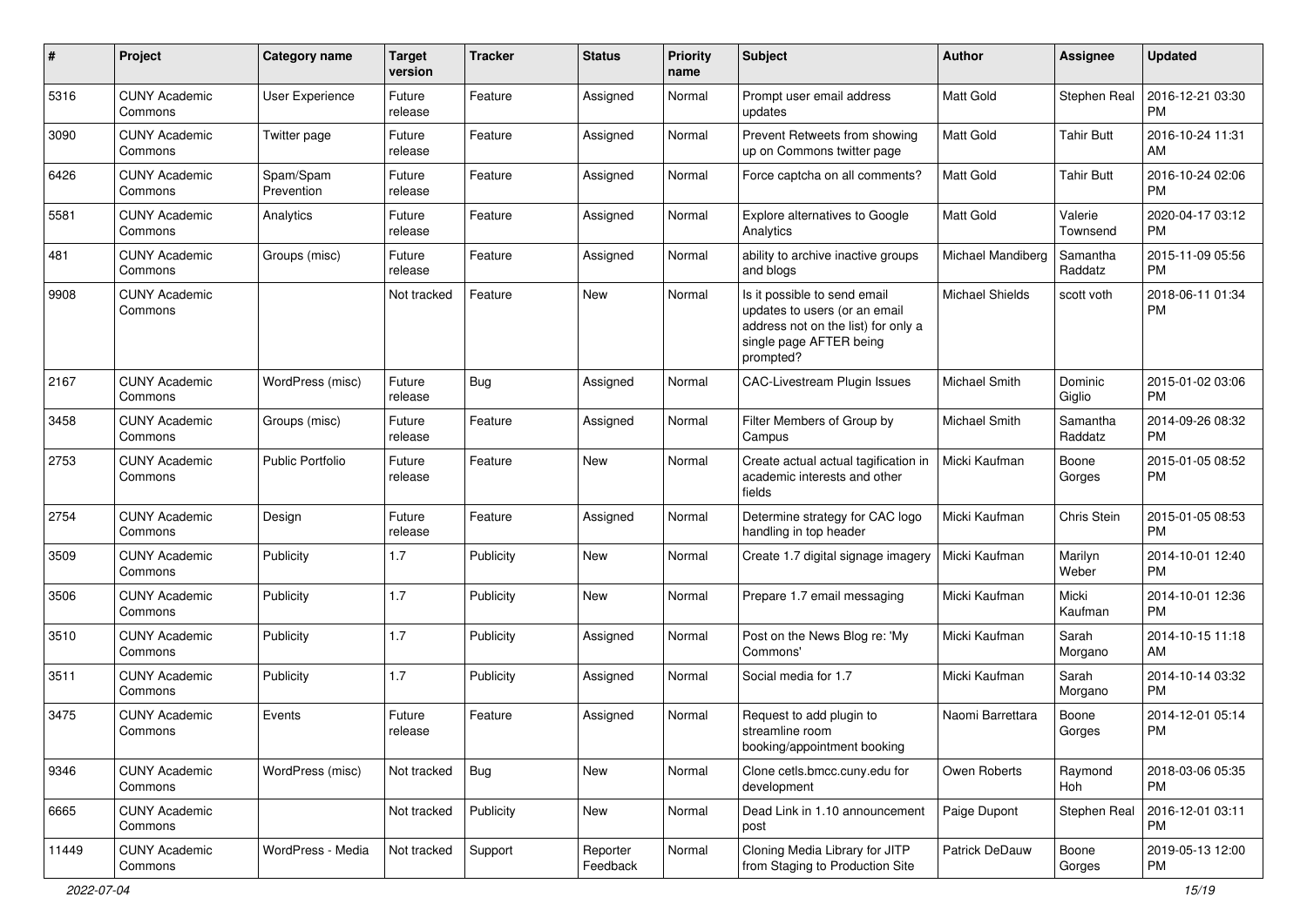| # | Project | Category name | Target version | Tracker | Status | Priority name | Subject | Author | Assignee | Updated |
|---|---|---|---|---|---|---|---|---|---|---|
| 5316 | CUNY Academic Commons | User Experience | Future release | Feature | Assigned | Normal | Prompt user email address updates | Matt Gold | Stephen Real | 2016-12-21 03:30 PM |
| 3090 | CUNY Academic Commons | Twitter page | Future release | Feature | Assigned | Normal | Prevent Retweets from showing up on Commons twitter page | Matt Gold | Tahir Butt | 2016-10-24 11:31 AM |
| 6426 | CUNY Academic Commons | Spam/Spam Prevention | Future release | Feature | Assigned | Normal | Force captcha on all comments? | Matt Gold | Tahir Butt | 2016-10-24 02:06 PM |
| 5581 | CUNY Academic Commons | Analytics | Future release | Feature | Assigned | Normal | Explore alternatives to Google Analytics | Matt Gold | Valerie Townsend | 2020-04-17 03:12 PM |
| 481 | CUNY Academic Commons | Groups (misc) | Future release | Feature | Assigned | Normal | ability to archive inactive groups and blogs | Michael Mandiberg | Samantha Raddatz | 2015-11-09 05:56 PM |
| 9908 | CUNY Academic Commons | | Not tracked | Feature | New | Normal | Is it possible to send email updates to users (or an email address not on the list) for only a single page AFTER being prompted? | Michael Shields | scott voth | 2018-06-11 01:34 PM |
| 2167 | CUNY Academic Commons | WordPress (misc) | Future release | Bug | Assigned | Normal | CAC-Livestream Plugin Issues | Michael Smith | Dominic Giglio | 2015-01-02 03:06 PM |
| 3458 | CUNY Academic Commons | Groups (misc) | Future release | Feature | Assigned | Normal | Filter Members of Group by Campus | Michael Smith | Samantha Raddatz | 2014-09-26 08:32 PM |
| 2753 | CUNY Academic Commons | Public Portfolio | Future release | Feature | New | Normal | Create actual actual tagification in academic interests and other fields | Micki Kaufman | Boone Gorges | 2015-01-05 08:52 PM |
| 2754 | CUNY Academic Commons | Design | Future release | Feature | Assigned | Normal | Determine strategy for CAC logo handling in top header | Micki Kaufman | Chris Stein | 2015-01-05 08:53 PM |
| 3509 | CUNY Academic Commons | Publicity | 1.7 | Publicity | New | Normal | Create 1.7 digital signage imagery | Micki Kaufman | Marilyn Weber | 2014-10-01 12:40 PM |
| 3506 | CUNY Academic Commons | Publicity | 1.7 | Publicity | New | Normal | Prepare 1.7 email messaging | Micki Kaufman | Micki Kaufman | 2014-10-01 12:36 PM |
| 3510 | CUNY Academic Commons | Publicity | 1.7 | Publicity | Assigned | Normal | Post on the News Blog re: 'My Commons' | Micki Kaufman | Sarah Morgano | 2014-10-15 11:18 AM |
| 3511 | CUNY Academic Commons | Publicity | 1.7 | Publicity | Assigned | Normal | Social media for 1.7 | Micki Kaufman | Sarah Morgano | 2014-10-14 03:32 PM |
| 3475 | CUNY Academic Commons | Events | Future release | Feature | Assigned | Normal | Request to add plugin to streamline room booking/appointment booking | Naomi Barrettara | Boone Gorges | 2014-12-01 05:14 PM |
| 9346 | CUNY Academic Commons | WordPress (misc) | Not tracked | Bug | New | Normal | Clone cetls.bmcc.cuny.edu for development | Owen Roberts | Raymond Hoh | 2018-03-06 05:35 PM |
| 6665 | CUNY Academic Commons | | Not tracked | Publicity | New | Normal | Dead Link in 1.10 announcement post | Paige Dupont | Stephen Real | 2016-12-01 03:11 PM |
| 11449 | CUNY Academic Commons | WordPress - Media | Not tracked | Support | Reporter Feedback | Normal | Cloning Media Library for JITP from Staging to Production Site | Patrick DeDauw | Boone Gorges | 2019-05-13 12:00 PM |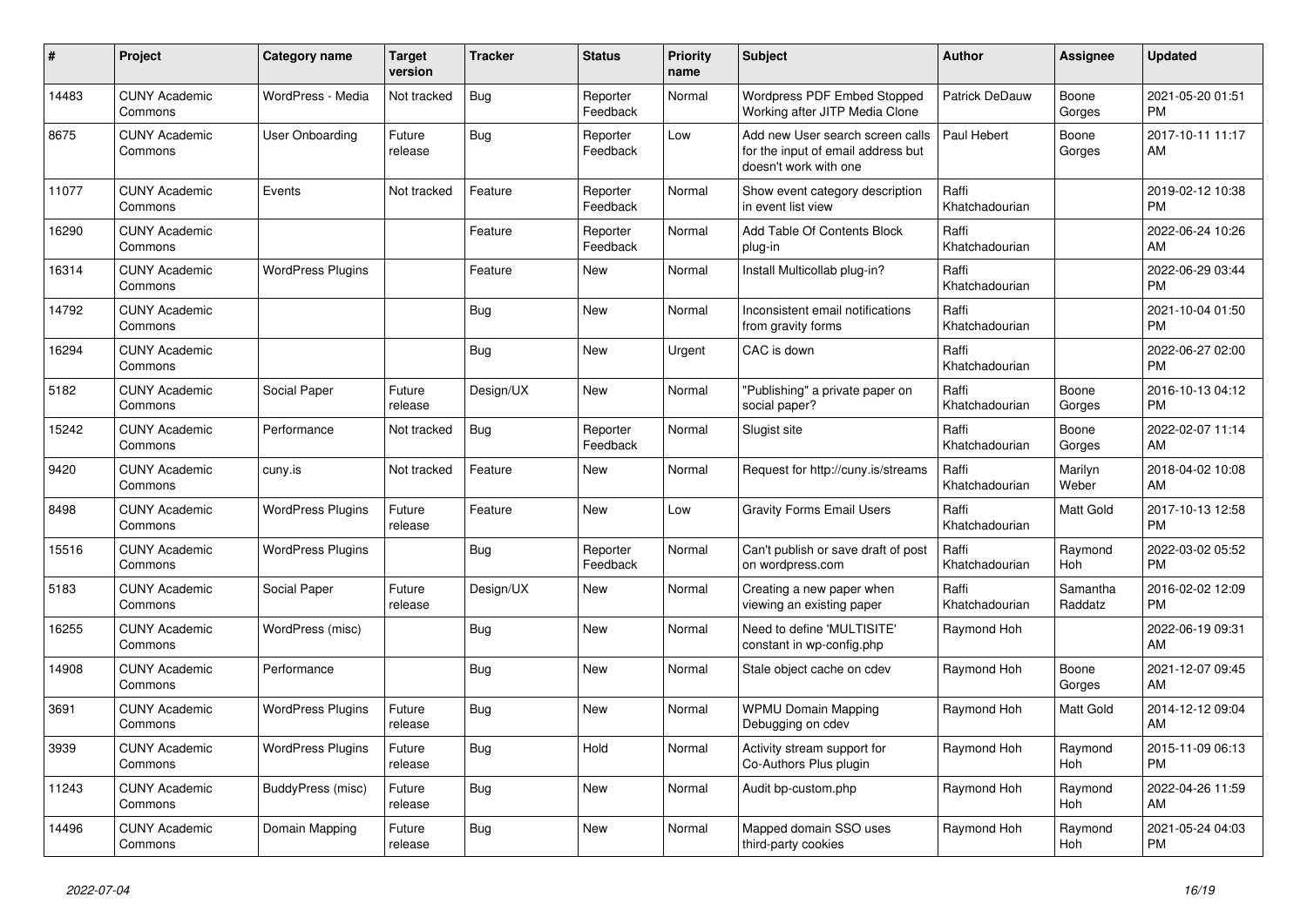| # | Project | Category name | Target version | Tracker | Status | Priority name | Subject | Author | Assignee | Updated |
|---|---|---|---|---|---|---|---|---|---|---|
| 14483 | CUNY Academic Commons | WordPress - Media | Not tracked | Bug | Reporter Feedback | Normal | Wordpress PDF Embed Stopped Working after JITP Media Clone | Patrick DeDauw | Boone Gorges | 2021-05-20 01:51 PM |
| 8675 | CUNY Academic Commons | User Onboarding | Future release | Bug | Reporter Feedback | Low | Add new User search screen calls for the input of email address but doesn't work with one | Paul Hebert | Boone Gorges | 2017-10-11 11:17 AM |
| 11077 | CUNY Academic Commons | Events | Not tracked | Feature | Reporter Feedback | Normal | Show event category description in event list view | Raffi Khatchadourian | | 2019-02-12 10:38 PM |
| 16290 | CUNY Academic Commons | | | Feature | Reporter Feedback | Normal | Add Table Of Contents Block plug-in | Raffi Khatchadourian | | 2022-06-24 10:26 AM |
| 16314 | CUNY Academic Commons | WordPress Plugins | | Feature | New | Normal | Install Multicollab plug-in? | Raffi Khatchadourian | | 2022-06-29 03:44 PM |
| 14792 | CUNY Academic Commons | | | Bug | New | Normal | Inconsistent email notifications from gravity forms | Raffi Khatchadourian | | 2021-10-04 01:50 PM |
| 16294 | CUNY Academic Commons | | | Bug | New | Urgent | CAC is down | Raffi Khatchadourian | | 2022-06-27 02:00 PM |
| 5182 | CUNY Academic Commons | Social Paper | Future release | Design/UX | New | Normal | "Publishing" a private paper on social paper? | Raffi Khatchadourian | Boone Gorges | 2016-10-13 04:12 PM |
| 15242 | CUNY Academic Commons | Performance | Not tracked | Bug | Reporter Feedback | Normal | Slugist site | Raffi Khatchadourian | Boone Gorges | 2022-02-07 11:14 AM |
| 9420 | CUNY Academic Commons | cuny.is | Not tracked | Feature | New | Normal | Request for http://cuny.is/streams | Raffi Khatchadourian | Marilyn Weber | 2018-04-02 10:08 AM |
| 8498 | CUNY Academic Commons | WordPress Plugins | Future release | Feature | New | Low | Gravity Forms Email Users | Raffi Khatchadourian | Matt Gold | 2017-10-13 12:58 PM |
| 15516 | CUNY Academic Commons | WordPress Plugins | | Bug | Reporter Feedback | Normal | Can't publish or save draft of post on wordpress.com | Raffi Khatchadourian | Raymond Hoh | 2022-03-02 05:52 PM |
| 5183 | CUNY Academic Commons | Social Paper | Future release | Design/UX | New | Normal | Creating a new paper when viewing an existing paper | Raffi Khatchadourian | Samantha Raddatz | 2016-02-02 12:09 PM |
| 16255 | CUNY Academic Commons | WordPress (misc) | | Bug | New | Normal | Need to define 'MULTISITE' constant in wp-config.php | Raymond Hoh | | 2022-06-19 09:31 AM |
| 14908 | CUNY Academic Commons | Performance | | Bug | New | Normal | Stale object cache on cdev | Raymond Hoh | Boone Gorges | 2021-12-07 09:45 AM |
| 3691 | CUNY Academic Commons | WordPress Plugins | Future release | Bug | New | Normal | WPMU Domain Mapping Debugging on cdev | Raymond Hoh | Matt Gold | 2014-12-12 09:04 AM |
| 3939 | CUNY Academic Commons | WordPress Plugins | Future release | Bug | Hold | Normal | Activity stream support for Co-Authors Plus plugin | Raymond Hoh | Raymond Hoh | 2015-11-09 06:13 PM |
| 11243 | CUNY Academic Commons | BuddyPress (misc) | Future release | Bug | New | Normal | Audit bp-custom.php | Raymond Hoh | Raymond Hoh | 2022-04-26 11:59 AM |
| 14496 | CUNY Academic Commons | Domain Mapping | Future release | Bug | New | Normal | Mapped domain SSO uses third-party cookies | Raymond Hoh | Raymond Hoh | 2021-05-24 04:03 PM |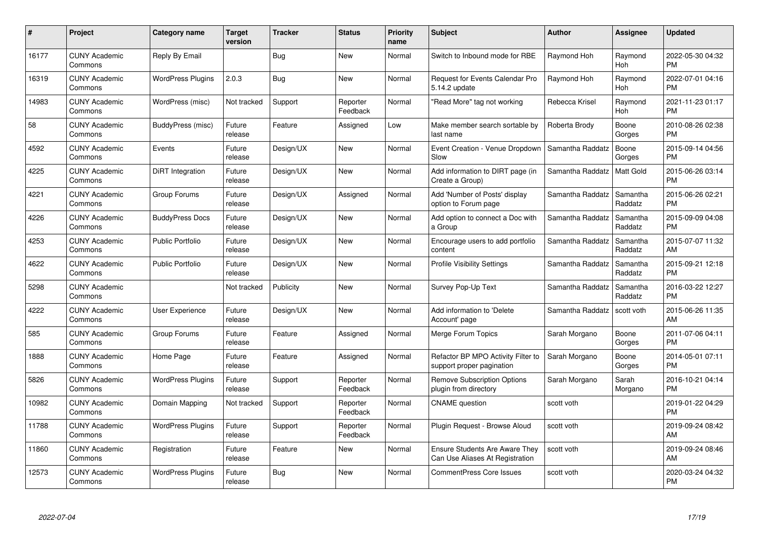| # | Project | Category name | Target version | Tracker | Status | Priority name | Subject | Author | Assignee | Updated |
|---|---|---|---|---|---|---|---|---|---|---|
| 16177 | CUNY Academic Commons | Reply By Email | | Bug | New | Normal | Switch to Inbound mode for RBE | Raymond Hoh | Raymond Hoh | 2022-05-30 04:32 PM |
| 16319 | CUNY Academic Commons | WordPress Plugins | 2.0.3 | Bug | New | Normal | Request for Events Calendar Pro 5.14.2 update | Raymond Hoh | Raymond Hoh | 2022-07-01 04:16 PM |
| 14983 | CUNY Academic Commons | WordPress (misc) | Not tracked | Support | Reporter Feedback | Normal | "Read More" tag not working | Rebecca Krisel | Raymond Hoh | 2021-11-23 01:17 PM |
| 58 | CUNY Academic Commons | BuddyPress (misc) | Future release | Feature | Assigned | Low | Make member search sortable by last name | Roberta Brody | Boone Gorges | 2010-08-26 02:38 PM |
| 4592 | CUNY Academic Commons | Events | Future release | Design/UX | New | Normal | Event Creation - Venue Dropdown Slow | Samantha Raddatz | Boone Gorges | 2015-09-14 04:56 PM |
| 4225 | CUNY Academic Commons | DiRT Integration | Future release | Design/UX | New | Normal | Add information to DIRT page (in Create a Group) | Samantha Raddatz | Matt Gold | 2015-06-26 03:14 PM |
| 4221 | CUNY Academic Commons | Group Forums | Future release | Design/UX | Assigned | Normal | Add 'Number of Posts' display option to Forum page | Samantha Raddatz | Samantha Raddatz | 2015-06-26 02:21 PM |
| 4226 | CUNY Academic Commons | BuddyPress Docs | Future release | Design/UX | New | Normal | Add option to connect a Doc with a Group | Samantha Raddatz | Samantha Raddatz | 2015-09-09 04:08 PM |
| 4253 | CUNY Academic Commons | Public Portfolio | Future release | Design/UX | New | Normal | Encourage users to add portfolio content | Samantha Raddatz | Samantha Raddatz | 2015-07-07 11:32 AM |
| 4622 | CUNY Academic Commons | Public Portfolio | Future release | Design/UX | New | Normal | Profile Visibility Settings | Samantha Raddatz | Samantha Raddatz | 2015-09-21 12:18 PM |
| 5298 | CUNY Academic Commons | | Not tracked | Publicity | New | Normal | Survey Pop-Up Text | Samantha Raddatz | Samantha Raddatz | 2016-03-22 12:27 PM |
| 4222 | CUNY Academic Commons | User Experience | Future release | Design/UX | New | Normal | Add information to 'Delete Account' page | Samantha Raddatz | scott voth | 2015-06-26 11:35 AM |
| 585 | CUNY Academic Commons | Group Forums | Future release | Feature | Assigned | Normal | Merge Forum Topics | Sarah Morgano | Boone Gorges | 2011-07-06 04:11 PM |
| 1888 | CUNY Academic Commons | Home Page | Future release | Feature | Assigned | Normal | Refactor BP MPO Activity Filter to support proper pagination | Sarah Morgano | Boone Gorges | 2014-05-01 07:11 PM |
| 5826 | CUNY Academic Commons | WordPress Plugins | Future release | Support | Reporter Feedback | Normal | Remove Subscription Options plugin from directory | Sarah Morgano | Sarah Morgano | 2016-10-21 04:14 PM |
| 10982 | CUNY Academic Commons | Domain Mapping | Not tracked | Support | Reporter Feedback | Normal | CNAME question | scott voth | | 2019-01-22 04:29 PM |
| 11788 | CUNY Academic Commons | WordPress Plugins | Future release | Support | Reporter Feedback | Normal | Plugin Request - Browse Aloud | scott voth | | 2019-09-24 08:42 AM |
| 11860 | CUNY Academic Commons | Registration | Future release | Feature | New | Normal | Ensure Students Are Aware They Can Use Aliases At Registration | scott voth | | 2019-09-24 08:46 AM |
| 12573 | CUNY Academic Commons | WordPress Plugins | Future release | Bug | New | Normal | CommentPress Core Issues | scott voth | | 2020-03-24 04:32 PM |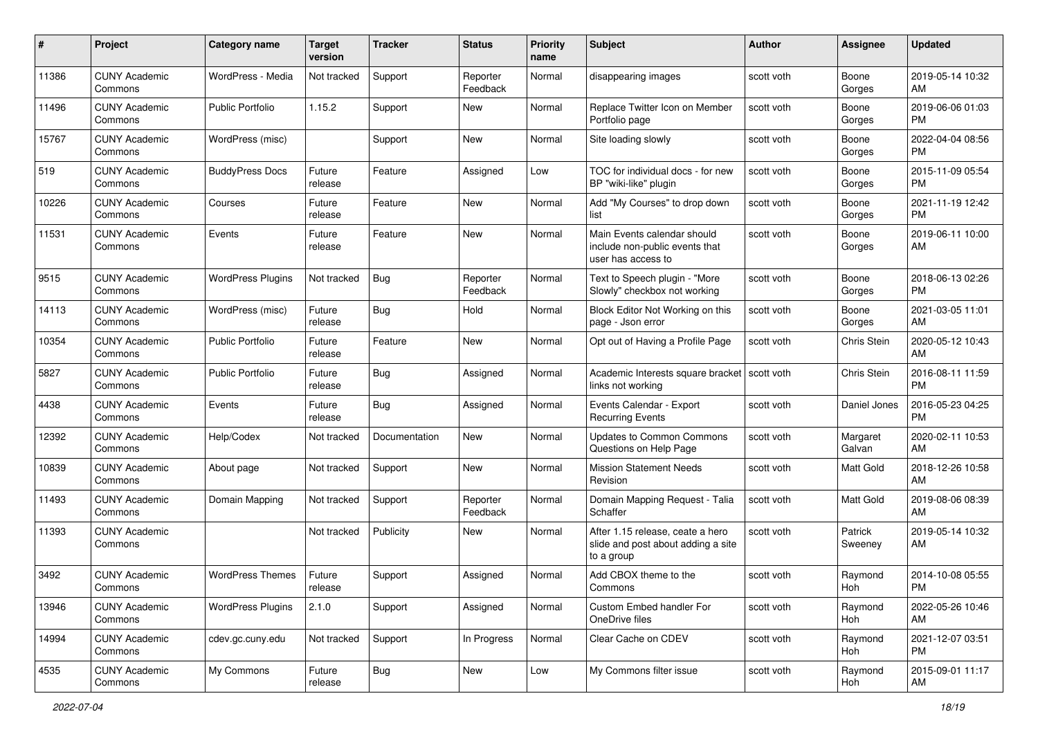| # | Project | Category name | Target version | Tracker | Status | Priority name | Subject | Author | Assignee | Updated |
|---|---|---|---|---|---|---|---|---|---|---|
| 11386 | CUNY Academic Commons | WordPress - Media | Not tracked | Support | Reporter Feedback | Normal | disappearing images | scott voth | Boone Gorges | 2019-05-14 10:32 AM |
| 11496 | CUNY Academic Commons | Public Portfolio | 1.15.2 | Support | New | Normal | Replace Twitter Icon on Member Portfolio page | scott voth | Boone Gorges | 2019-06-06 01:03 PM |
| 15767 | CUNY Academic Commons | WordPress (misc) | | Support | New | Normal | Site loading slowly | scott voth | Boone Gorges | 2022-04-04 08:56 PM |
| 519 | CUNY Academic Commons | BuddyPress Docs | Future release | Feature | Assigned | Low | TOC for individual docs - for new BP "wiki-like" plugin | scott voth | Boone Gorges | 2015-11-09 05:54 PM |
| 10226 | CUNY Academic Commons | Courses | Future release | Feature | New | Normal | Add "My Courses" to drop down list | scott voth | Boone Gorges | 2021-11-19 12:42 PM |
| 11531 | CUNY Academic Commons | Events | Future release | Feature | New | Normal | Main Events calendar should include non-public events that user has access to | scott voth | Boone Gorges | 2019-06-11 10:00 AM |
| 9515 | CUNY Academic Commons | WordPress Plugins | Not tracked | Bug | Reporter Feedback | Normal | Text to Speech plugin - "More Slowly" checkbox not working | scott voth | Boone Gorges | 2018-06-13 02:26 PM |
| 14113 | CUNY Academic Commons | WordPress (misc) | Future release | Bug | Hold | Normal | Block Editor Not Working on this page - Json error | scott voth | Boone Gorges | 2021-03-05 11:01 AM |
| 10354 | CUNY Academic Commons | Public Portfolio | Future release | Feature | New | Normal | Opt out of Having a Profile Page | scott voth | Chris Stein | 2020-05-12 10:43 AM |
| 5827 | CUNY Academic Commons | Public Portfolio | Future release | Bug | Assigned | Normal | Academic Interests square bracket links not working | scott voth | Chris Stein | 2016-08-11 11:59 PM |
| 4438 | CUNY Academic Commons | Events | Future release | Bug | Assigned | Normal | Events Calendar - Export Recurring Events | scott voth | Daniel Jones | 2016-05-23 04:25 PM |
| 12392 | CUNY Academic Commons | Help/Codex | Not tracked | Documentation | New | Normal | Updates to Common Commons Questions on Help Page | scott voth | Margaret Galvan | 2020-02-11 10:53 AM |
| 10839 | CUNY Academic Commons | About page | Not tracked | Support | New | Normal | Mission Statement Needs Revision | scott voth | Matt Gold | 2018-12-26 10:58 AM |
| 11493 | CUNY Academic Commons | Domain Mapping | Not tracked | Support | Reporter Feedback | Normal | Domain Mapping Request - Talia Schaffer | scott voth | Matt Gold | 2019-08-06 08:39 AM |
| 11393 | CUNY Academic Commons | | Not tracked | Publicity | New | Normal | After 1.15 release, ceate a hero slide and post about adding a site to a group | scott voth | Patrick Sweeney | 2019-05-14 10:32 AM |
| 3492 | CUNY Academic Commons | WordPress Themes | Future release | Support | Assigned | Normal | Add CBOX theme to the Commons | scott voth | Raymond Hoh | 2014-10-08 05:55 PM |
| 13946 | CUNY Academic Commons | WordPress Plugins | 2.1.0 | Support | Assigned | Normal | Custom Embed handler For OneDrive files | scott voth | Raymond Hoh | 2022-05-26 10:46 AM |
| 14994 | CUNY Academic Commons | cdev.gc.cuny.edu | Not tracked | Support | In Progress | Normal | Clear Cache on CDEV | scott voth | Raymond Hoh | 2021-12-07 03:51 PM |
| 4535 | CUNY Academic Commons | My Commons | Future release | Bug | New | Low | My Commons filter issue | scott voth | Raymond Hoh | 2015-09-01 11:17 AM |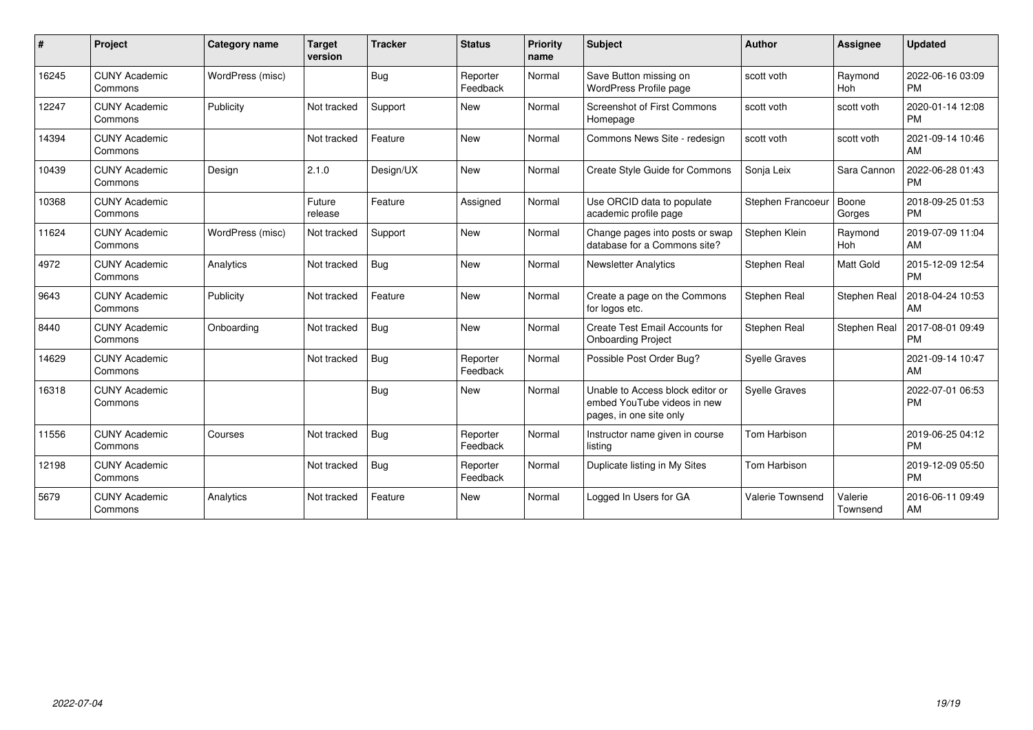| # | Project | Category name | Target version | Tracker | Status | Priority name | Subject | Author | Assignee | Updated |
|---|---|---|---|---|---|---|---|---|---|---|
| 16245 | CUNY Academic Commons | WordPress (misc) | | Bug | Reporter Feedback | Normal | Save Button missing on WordPress Profile page | scott voth | Raymond Hoh | 2022-06-16 03:09 PM |
| 12247 | CUNY Academic Commons | Publicity | Not tracked | Support | New | Normal | Screenshot of First Commons Homepage | scott voth | scott voth | 2020-01-14 12:08 PM |
| 14394 | CUNY Academic Commons | | Not tracked | Feature | New | Normal | Commons News Site - redesign | scott voth | scott voth | 2021-09-14 10:46 AM |
| 10439 | CUNY Academic Commons | Design | 2.1.0 | Design/UX | New | Normal | Create Style Guide for Commons | Sonja Leix | Sara Cannon | 2022-06-28 01:43 PM |
| 10368 | CUNY Academic Commons | | Future release | Feature | Assigned | Normal | Use ORCID data to populate academic profile page | Stephen Francoeur | Boone Gorges | 2018-09-25 01:53 PM |
| 11624 | CUNY Academic Commons | WordPress (misc) | Not tracked | Support | New | Normal | Change pages into posts or swap database for a Commons site? | Stephen Klein | Raymond Hoh | 2019-07-09 11:04 AM |
| 4972 | CUNY Academic Commons | Analytics | Not tracked | Bug | New | Normal | Newsletter Analytics | Stephen Real | Matt Gold | 2015-12-09 12:54 PM |
| 9643 | CUNY Academic Commons | Publicity | Not tracked | Feature | New | Normal | Create a page on the Commons for logos etc. | Stephen Real | Stephen Real | 2018-04-24 10:53 AM |
| 8440 | CUNY Academic Commons | Onboarding | Not tracked | Bug | New | Normal | Create Test Email Accounts for Onboarding Project | Stephen Real | Stephen Real | 2017-08-01 09:49 PM |
| 14629 | CUNY Academic Commons | | Not tracked | Bug | Reporter Feedback | Normal | Possible Post Order Bug? | Syelle Graves | | 2021-09-14 10:47 AM |
| 16318 | CUNY Academic Commons | | | Bug | New | Normal | Unable to Access block editor or embed YouTube videos in new pages, in one site only | Syelle Graves | | 2022-07-01 06:53 PM |
| 11556 | CUNY Academic Commons | Courses | Not tracked | Bug | Reporter Feedback | Normal | Instructor name given in course listing | Tom Harbison | | 2019-06-25 04:12 PM |
| 12198 | CUNY Academic Commons | | Not tracked | Bug | Reporter Feedback | Normal | Duplicate listing in My Sites | Tom Harbison | | 2019-12-09 05:50 PM |
| 5679 | CUNY Academic Commons | Analytics | Not tracked | Feature | New | Normal | Logged In Users for GA | Valerie Townsend | Valerie Townsend | 2016-06-11 09:49 AM |